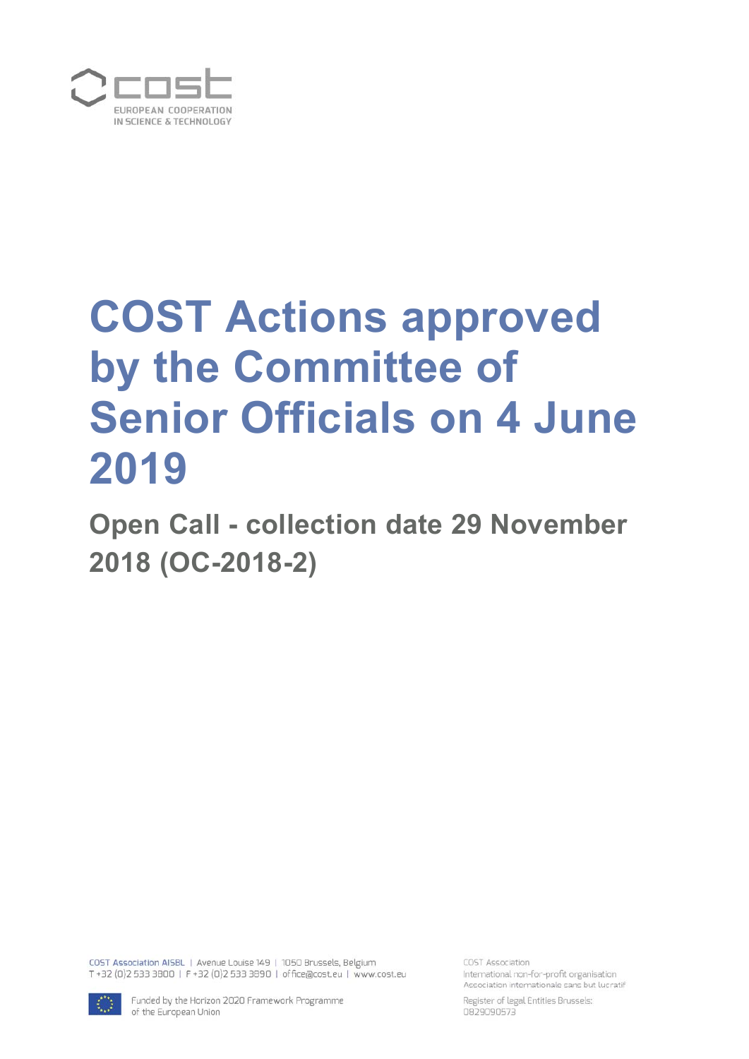# COST Actions approved by the Committee of Senior Officials on 4 June 2019

## Open Call - collection date 29 November 2018 (OC-2018-2)

COST Association AISBL | Avenue Louise 149 | 1050 Brussels, Belgium
T +32 (0)2 533 3800 | F +32 (0)2 533 3890 | office@cost.eu | www.cost.eu

Funded by the Horizon 2020 Framework Programme of the European Union

COST Association
International non-for-profit organisation
Association internationale sans but lucratif

Register of legal Entities Brussels:
0829090573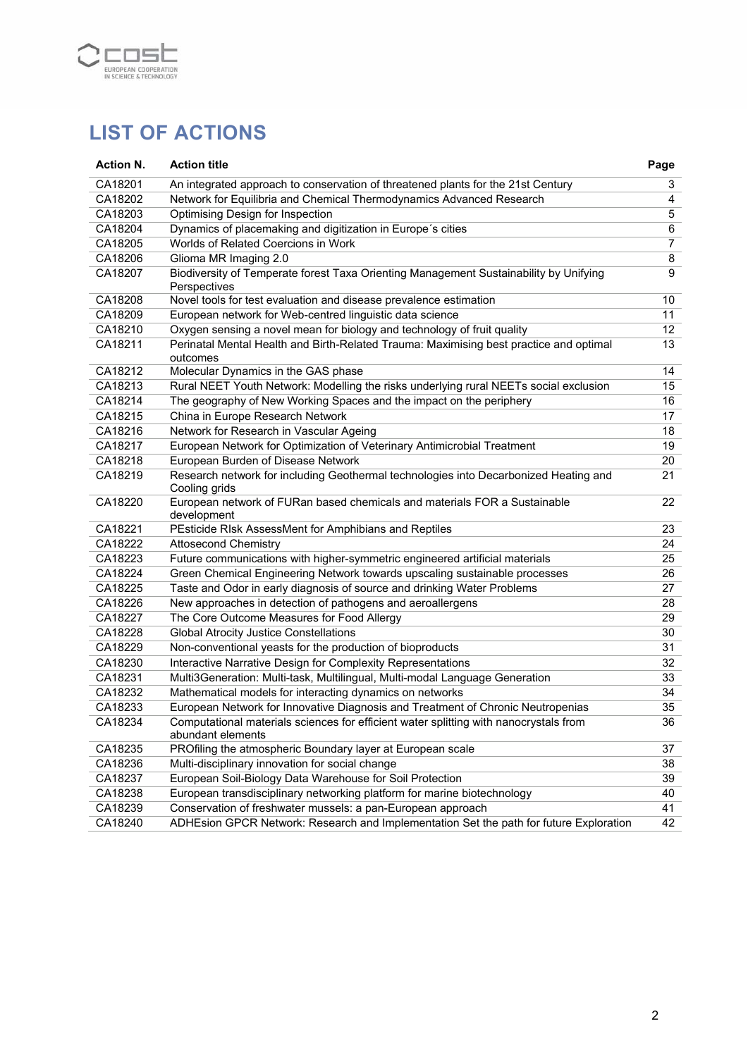# LIST OF ACTIONS

| Action N. | Action title | Page |
|---|---|---|
| CA18201 | An integrated approach to conservation of threatened plants for the 21st Century | 3 |
| CA18202 | Network for Equilibria and Chemical Thermodynamics Advanced Research | 4 |
| CA18203 | Optimising Design for Inspection | 5 |
| CA18204 | Dynamics of placemaking and digitization in Europe´s cities | 6 |
| CA18205 | Worlds of Related Coercions in Work | 7 |
| CA18206 | Glioma MR Imaging 2.0 | 8 |
| CA18207 | Biodiversity of Temperate forest Taxa Orienting Management Sustainability by Unifying Perspectives | 9 |
| CA18208 | Novel tools for test evaluation and disease prevalence estimation | 10 |
| CA18209 | European network for Web-centred linguistic data science | 11 |
| CA18210 | Oxygen sensing a novel mean for biology and technology of fruit quality | 12 |
| CA18211 | Perinatal Mental Health and Birth-Related Trauma: Maximising best practice and optimal outcomes | 13 |
| CA18212 | Molecular Dynamics in the GAS phase | 14 |
| CA18213 | Rural NEET Youth Network: Modelling the risks underlying rural NEETs social exclusion | 15 |
| CA18214 | The geography of New Working Spaces and the impact on the periphery | 16 |
| CA18215 | China in Europe Research Network | 17 |
| CA18216 | Network for Research in Vascular Ageing | 18 |
| CA18217 | European Network for Optimization of Veterinary Antimicrobial Treatment | 19 |
| CA18218 | European Burden of Disease Network | 20 |
| CA18219 | Research network for including Geothermal technologies into Decarbonized Heating and Cooling grids | 21 |
| CA18220 | European network of FURan based chemicals and materials FOR a Sustainable development | 22 |
| CA18221 | PEsticide RIsk AssessMent for Amphibians and Reptiles | 23 |
| CA18222 | Attosecond Chemistry | 24 |
| CA18223 | Future communications with higher-symmetric engineered artificial materials | 25 |
| CA18224 | Green Chemical Engineering Network towards upscaling sustainable processes | 26 |
| CA18225 | Taste and Odor in early diagnosis of source and drinking Water Problems | 27 |
| CA18226 | New approaches in detection of pathogens and aeroallergens | 28 |
| CA18227 | The Core Outcome Measures for Food Allergy | 29 |
| CA18228 | Global Atrocity Justice Constellations | 30 |
| CA18229 | Non-conventional yeasts for the production of bioproducts | 31 |
| CA18230 | Interactive Narrative Design for Complexity Representations | 32 |
| CA18231 | Multi3Generation: Multi-task, Multilingual, Multi-modal Language Generation | 33 |
| CA18232 | Mathematical models for interacting dynamics on networks | 34 |
| CA18233 | European Network for Innovative Diagnosis and Treatment of Chronic Neutropenias | 35 |
| CA18234 | Computational materials sciences for efficient water splitting with nanocrystals from abundant elements | 36 |
| CA18235 | PROfiling the atmospheric Boundary layer at European scale | 37 |
| CA18236 | Multi-disciplinary innovation for social change | 38 |
| CA18237 | European Soil-Biology Data Warehouse for Soil Protection | 39 |
| CA18238 | European transdisciplinary networking platform for marine biotechnology | 40 |
| CA18239 | Conservation of freshwater mussels: a pan-European approach | 41 |
| CA18240 | ADHEsion GPCR Network: Research and Implementation Set the path for future Exploration | 42 |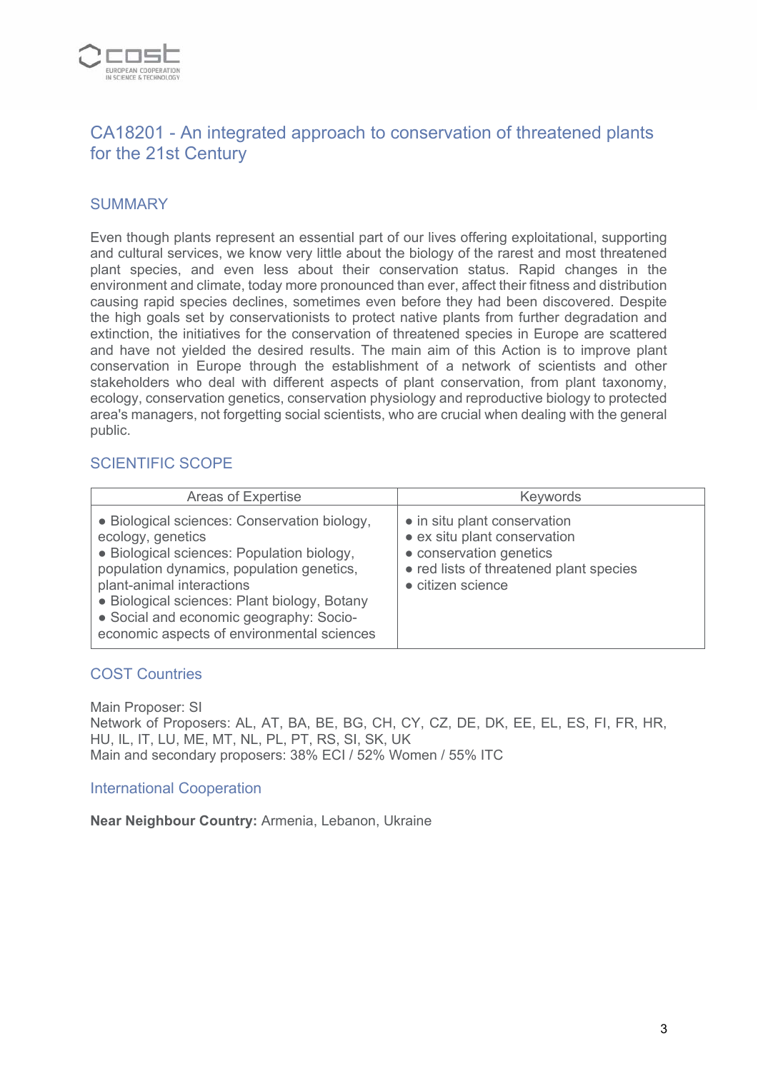# CA18201 - An integrated approach to conservation of threatened plants for the 21st Century

## SUMMARY

Even though plants represent an essential part of our lives offering exploitational, supporting and cultural services, we know very little about the biology of the rarest and most threatened plant species, and even less about their conservation status. Rapid changes in the environment and climate, today more pronounced than ever, affect their fitness and distribution causing rapid species declines, sometimes even before they had been discovered. Despite the high goals set by conservationists to protect native plants from further degradation and extinction, the initiatives for the conservation of threatened species in Europe are scattered and have not yielded the desired results. The main aim of this Action is to improve plant conservation in Europe through the establishment of a network of scientists and other stakeholders who deal with different aspects of plant conservation, from plant taxonomy, ecology, conservation genetics, conservation physiology and reproductive biology to protected area's managers, not forgetting social scientists, who are crucial when dealing with the general public.

## SCIENTIFIC SCOPE

| Areas of Expertise | Keywords |
|---|---|
| ● Biological sciences: Conservation biology, ecology, genetics<br>● Biological sciences: Population biology, population dynamics, population genetics, plant-animal interactions<br>● Biological sciences: Plant biology, Botany<br>● Social and economic geography: Socio-economic aspects of environmental sciences | ● in situ plant conservation<br>● ex situ plant conservation<br>● conservation genetics<br>● red lists of threatened plant species<br>● citizen science |

## COST Countries

Main Proposer: SI
Network of Proposers: AL, AT, BA, BE, BG, CH, CY, CZ, DE, DK, EE, EL, ES, FI, FR, HR, HU, IL, IT, LU, ME, MT, NL, PL, PT, RS, SI, SK, UK
Main and secondary proposers: 38% ECI / 52% Women / 55% ITC

## International Cooperation

**Near Neighbour Country:** Armenia, Lebanon, Ukraine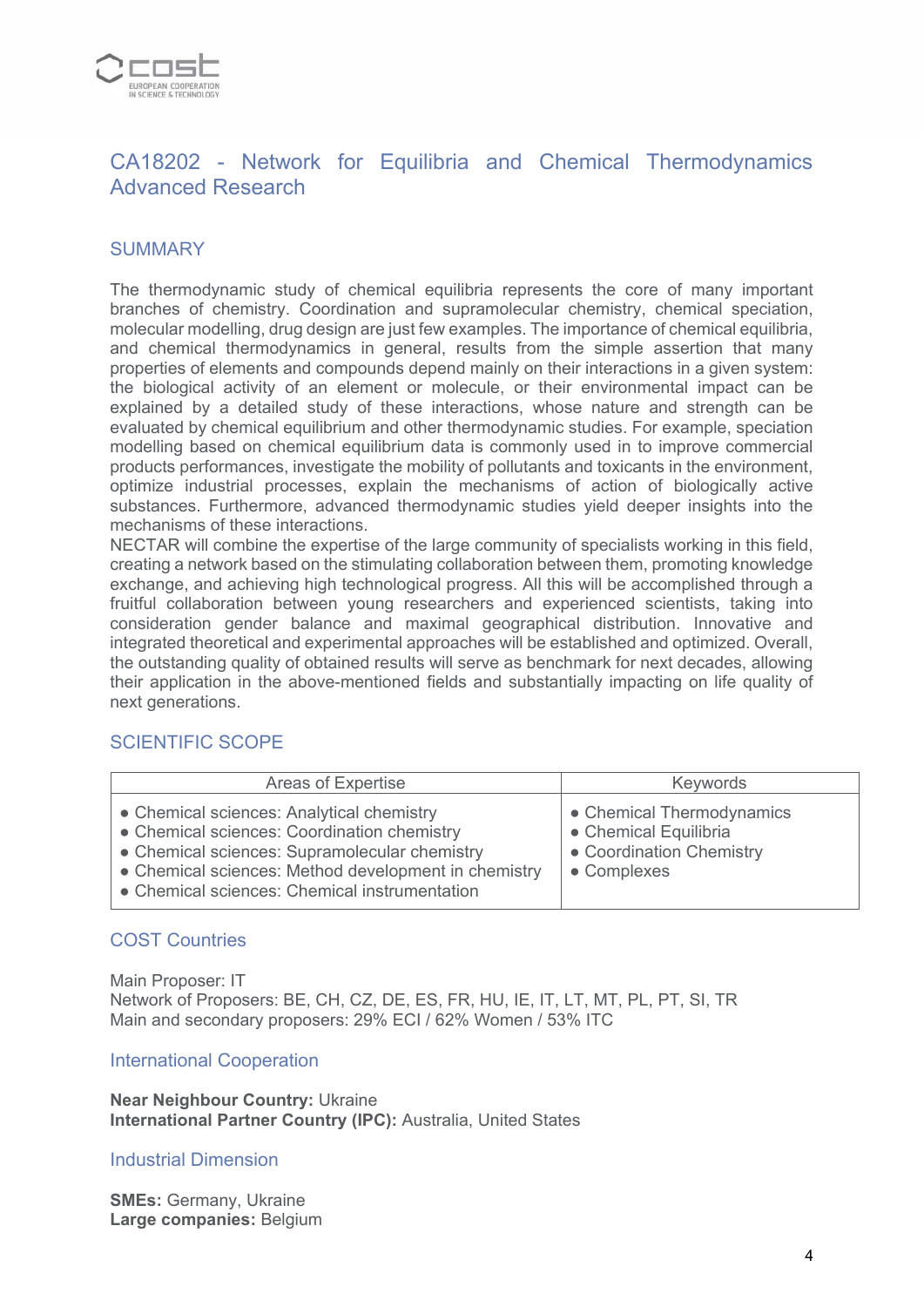# CA18202 - Network for Equilibria and Chemical Thermodynamics Advanced Research

## SUMMARY

The thermodynamic study of chemical equilibria represents the core of many important branches of chemistry. Coordination and supramolecular chemistry, chemical speciation, molecular modelling, drug design are just few examples. The importance of chemical equilibria, and chemical thermodynamics in general, results from the simple assertion that many properties of elements and compounds depend mainly on their interactions in a given system: the biological activity of an element or molecule, or their environmental impact can be explained by a detailed study of these interactions, whose nature and strength can be evaluated by chemical equilibrium and other thermodynamic studies. For example, speciation modelling based on chemical equilibrium data is commonly used in to improve commercial products performances, investigate the mobility of pollutants and toxicants in the environment, optimize industrial processes, explain the mechanisms of action of biologically active substances. Furthermore, advanced thermodynamic studies yield deeper insights into the mechanisms of these interactions.
NECTAR will combine the expertise of the large community of specialists working in this field, creating a network based on the stimulating collaboration between them, promoting knowledge exchange, and achieving high technological progress. All this will be accomplished through a fruitful collaboration between young researchers and experienced scientists, taking into consideration gender balance and maximal geographical distribution. Innovative and integrated theoretical and experimental approaches will be established and optimized. Overall, the outstanding quality of obtained results will serve as benchmark for next decades, allowing their application in the above-mentioned fields and substantially impacting on life quality of next generations.

## SCIENTIFIC SCOPE

| Areas of Expertise | Keywords |
|---|---|
| • Chemical sciences: Analytical chemistry<br>• Chemical sciences: Coordination chemistry<br>• Chemical sciences: Supramolecular chemistry<br>• Chemical sciences: Method development in chemistry<br>• Chemical sciences: Chemical instrumentation | • Chemical Thermodynamics<br>• Chemical Equilibria<br>• Coordination Chemistry<br>• Complexes |

## COST Countries

Main Proposer: IT
Network of Proposers: BE, CH, CZ, DE, ES, FR, HU, IE, IT, LT, MT, PL, PT, SI, TR
Main and secondary proposers: 29% ECI / 62% Women / 53% ITC

## International Cooperation

**Near Neighbour Country:** Ukraine
**International Partner Country (IPC):** Australia, United States

## Industrial Dimension

**SMEs:** Germany, Ukraine
**Large companies:** Belgium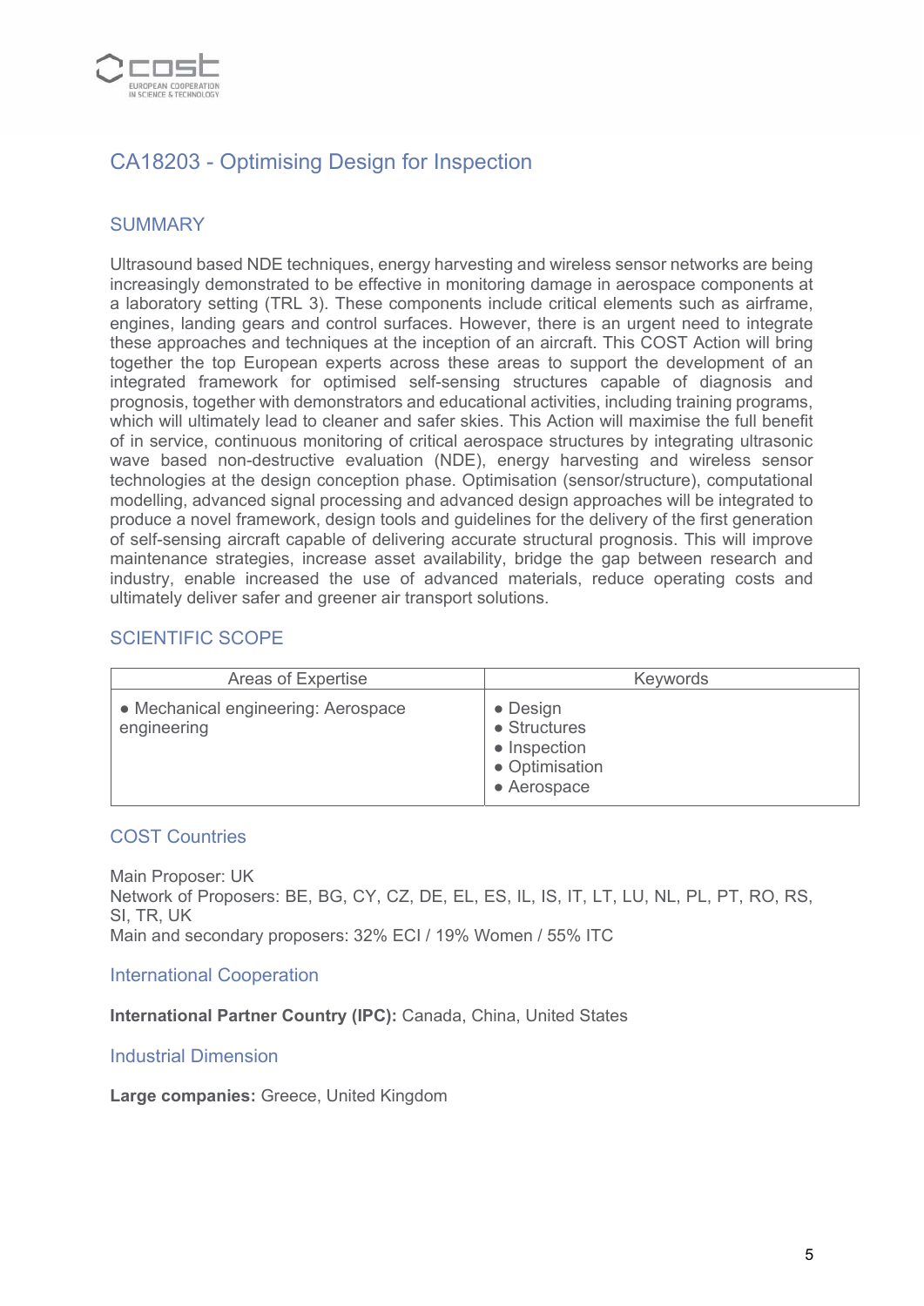## CA18203 - Optimising Design for Inspection

### SUMMARY

Ultrasound based NDE techniques, energy harvesting and wireless sensor networks are being increasingly demonstrated to be effective in monitoring damage in aerospace components at a laboratory setting (TRL 3). These components include critical elements such as airframe, engines, landing gears and control surfaces. However, there is an urgent need to integrate these approaches and techniques at the inception of an aircraft. This COST Action will bring together the top European experts across these areas to support the development of an integrated framework for optimised self-sensing structures capable of diagnosis and prognosis, together with demonstrators and educational activities, including training programs, which will ultimately lead to cleaner and safer skies. This Action will maximise the full benefit of in service, continuous monitoring of critical aerospace structures by integrating ultrasonic wave based non-destructive evaluation (NDE), energy harvesting and wireless sensor technologies at the design conception phase. Optimisation (sensor/structure), computational modelling, advanced signal processing and advanced design approaches will be integrated to produce a novel framework, design tools and guidelines for the delivery of the first generation of self-sensing aircraft capable of delivering accurate structural prognosis. This will improve maintenance strategies, increase asset availability, bridge the gap between research and industry, enable increased the use of advanced materials, reduce operating costs and ultimately deliver safer and greener air transport solutions.

### SCIENTIFIC SCOPE

| Areas of Expertise | Keywords |
|---|---|
| • Mechanical engineering: Aerospace engineering | • Design<br>• Structures<br>• Inspection<br>• Optimisation<br>• Aerospace |

### COST Countries

Main Proposer: UK
Network of Proposers: BE, BG, CY, CZ, DE, EL, ES, IL, IS, IT, LT, LU, NL, PL, PT, RO, RS, SI, TR, UK
Main and secondary proposers: 32% ECI / 19% Women / 55% ITC

### International Cooperation

**International Partner Country (IPC):** Canada, China, United States

### Industrial Dimension

**Large companies:** Greece, United Kingdom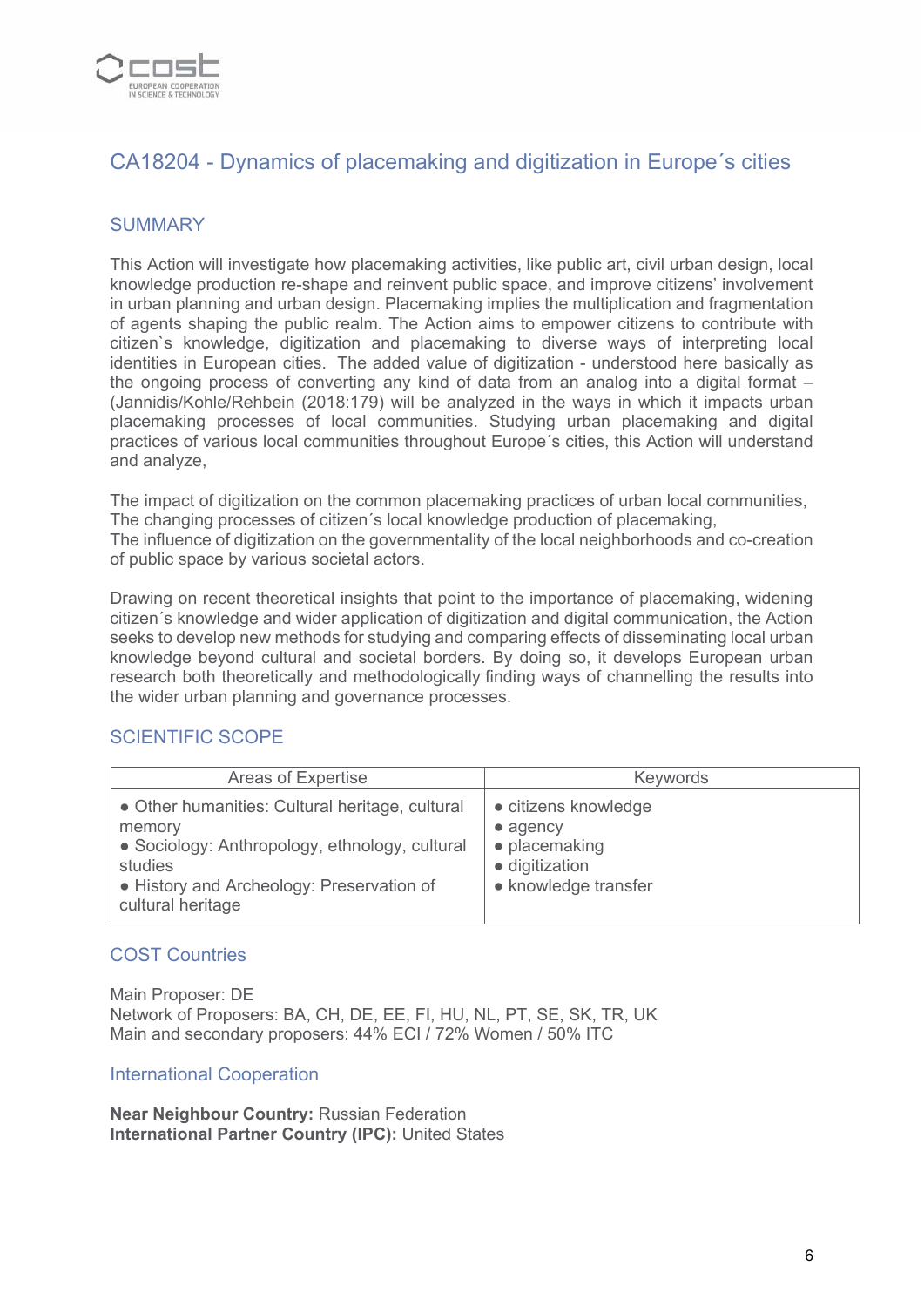## CA18204 - Dynamics of placemaking and digitization in Europe´s cities

### SUMMARY

This Action will investigate how placemaking activities, like public art, civil urban design, local knowledge production re-shape and reinvent public space, and improve citizens' involvement in urban planning and urban design. Placemaking implies the multiplication and fragmentation of agents shaping the public realm. The Action aims to empower citizens to contribute with citizen`s knowledge, digitization and placemaking to diverse ways of interpreting local identities in European cities. The added value of digitization - understood here basically as the ongoing process of converting any kind of data from an analog into a digital format – (Jannidis/Kohle/Rehbein (2018:179) will be analyzed in the ways in which it impacts urban placemaking processes of local communities. Studying urban placemaking and digital practices of various local communities throughout Europe´s cities, this Action will understand and analyze,

The impact of digitization on the common placemaking practices of urban local communities,
The changing processes of citizen´s local knowledge production of placemaking,
The influence of digitization on the governmentality of the local neighborhoods and co-creation of public space by various societal actors.

Drawing on recent theoretical insights that point to the importance of placemaking, widening citizen´s knowledge and wider application of digitization and digital communication, the Action seeks to develop new methods for studying and comparing effects of disseminating local urban knowledge beyond cultural and societal borders. By doing so, it develops European urban research both theoretically and methodologically finding ways of channelling the results into the wider urban planning and governance processes.

### SCIENTIFIC SCOPE

| Areas of Expertise | Keywords |
|---|---|
| ● Other humanities: Cultural heritage, cultural memory<br>● Sociology: Anthropology, ethnology, cultural studies<br>● History and Archeology: Preservation of cultural heritage | ● citizens knowledge<br>● agency<br>● placemaking<br>● digitization<br>● knowledge transfer |

### COST Countries

Main Proposer: DE
Network of Proposers: BA, CH, DE, EE, FI, HU, NL, PT, SE, SK, TR, UK
Main and secondary proposers: 44% ECI / 72% Women / 50% ITC

### International Cooperation

**Near Neighbour Country:** Russian Federation
**International Partner Country (IPC):** United States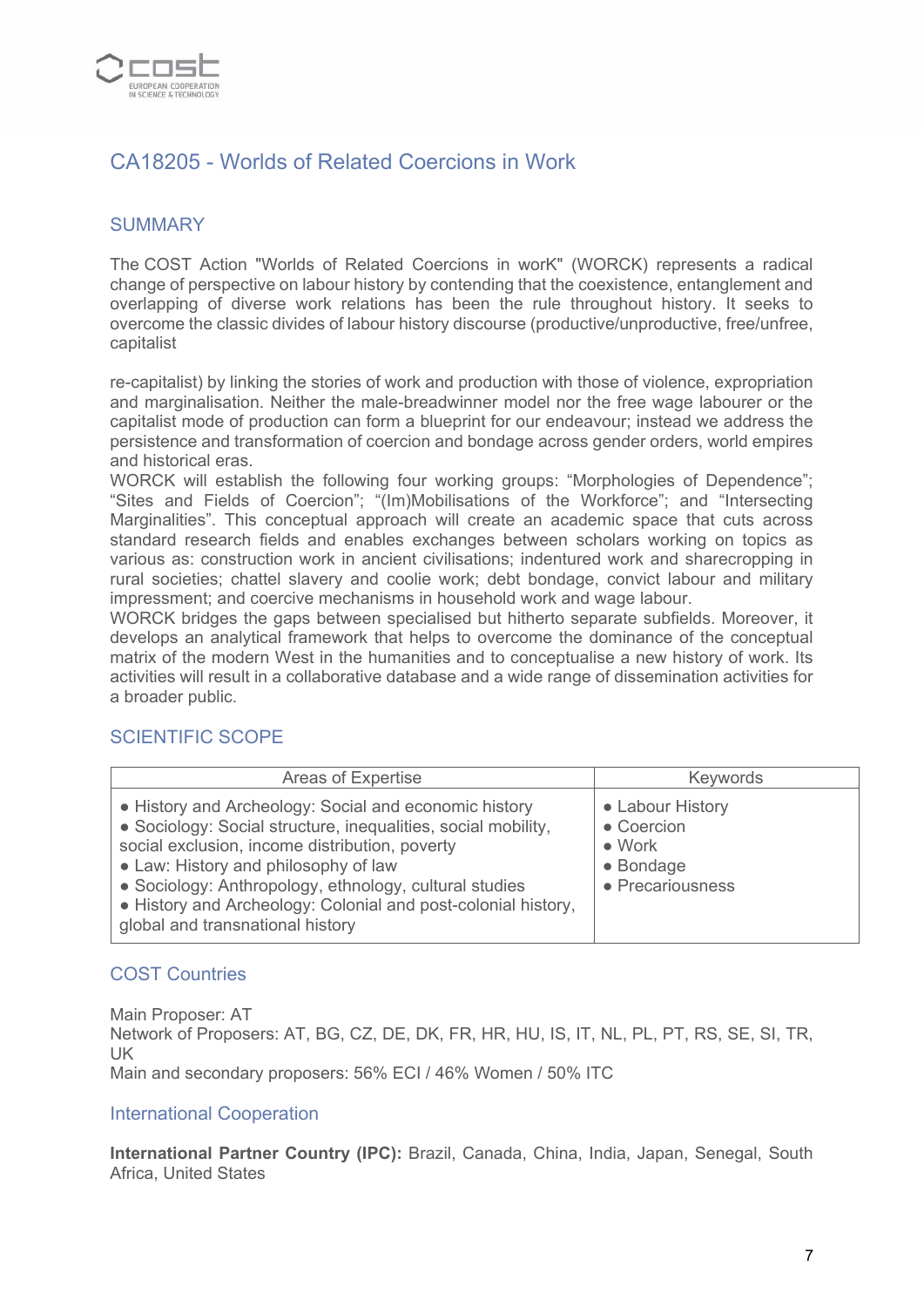## CA18205 - Worlds of Related Coercions in Work

### SUMMARY

The COST Action "Worlds of Related Coercions in worK" (WORCK) represents a radical change of perspective on labour history by contending that the coexistence, entanglement and overlapping of diverse work relations has been the rule throughout history. It seeks to overcome the classic divides of labour history discourse (productive/unproductive, free/unfree, capitalist

re-capitalist) by linking the stories of work and production with those of violence, expropriation and marginalisation. Neither the male-breadwinner model nor the free wage labourer or the capitalist mode of production can form a blueprint for our endeavour; instead we address the persistence and transformation of coercion and bondage across gender orders, world empires and historical eras.
WORCK will establish the following four working groups: "Morphologies of Dependence"; "Sites and Fields of Coercion"; "(Im)Mobilisations of the Workforce"; and "Intersecting Marginalities". This conceptual approach will create an academic space that cuts across standard research fields and enables exchanges between scholars working on topics as various as: construction work in ancient civilisations; indentured work and sharecropping in rural societies; chattel slavery and coolie work; debt bondage, convict labour and military impressment; and coercive mechanisms in household work and wage labour.
WORCK bridges the gaps between specialised but hitherto separate subfields. Moreover, it develops an analytical framework that helps to overcome the dominance of the conceptual matrix of the modern West in the humanities and to conceptualise a new history of work. Its activities will result in a collaborative database and a wide range of dissemination activities for a broader public.

### SCIENTIFIC SCOPE

| Areas of Expertise | Keywords |
|---|---|
| ● History and Archeology: Social and economic history<br>● Sociology: Social structure, inequalities, social mobility, social exclusion, income distribution, poverty<br>● Law: History and philosophy of law<br>● Sociology: Anthropology, ethnology, cultural studies<br>● History and Archeology: Colonial and post-colonial history, global and transnational history | ● Labour History<br>● Coercion<br>● Work<br>● Bondage<br>● Precariousness |

### COST Countries

Main Proposer: AT
Network of Proposers: AT, BG, CZ, DE, DK, FR, HR, HU, IS, IT, NL, PL, PT, RS, SE, SI, TR, UK
Main and secondary proposers: 56% ECI / 46% Women / 50% ITC

### International Cooperation

**International Partner Country (IPC):** Brazil, Canada, China, India, Japan, Senegal, South Africa, United States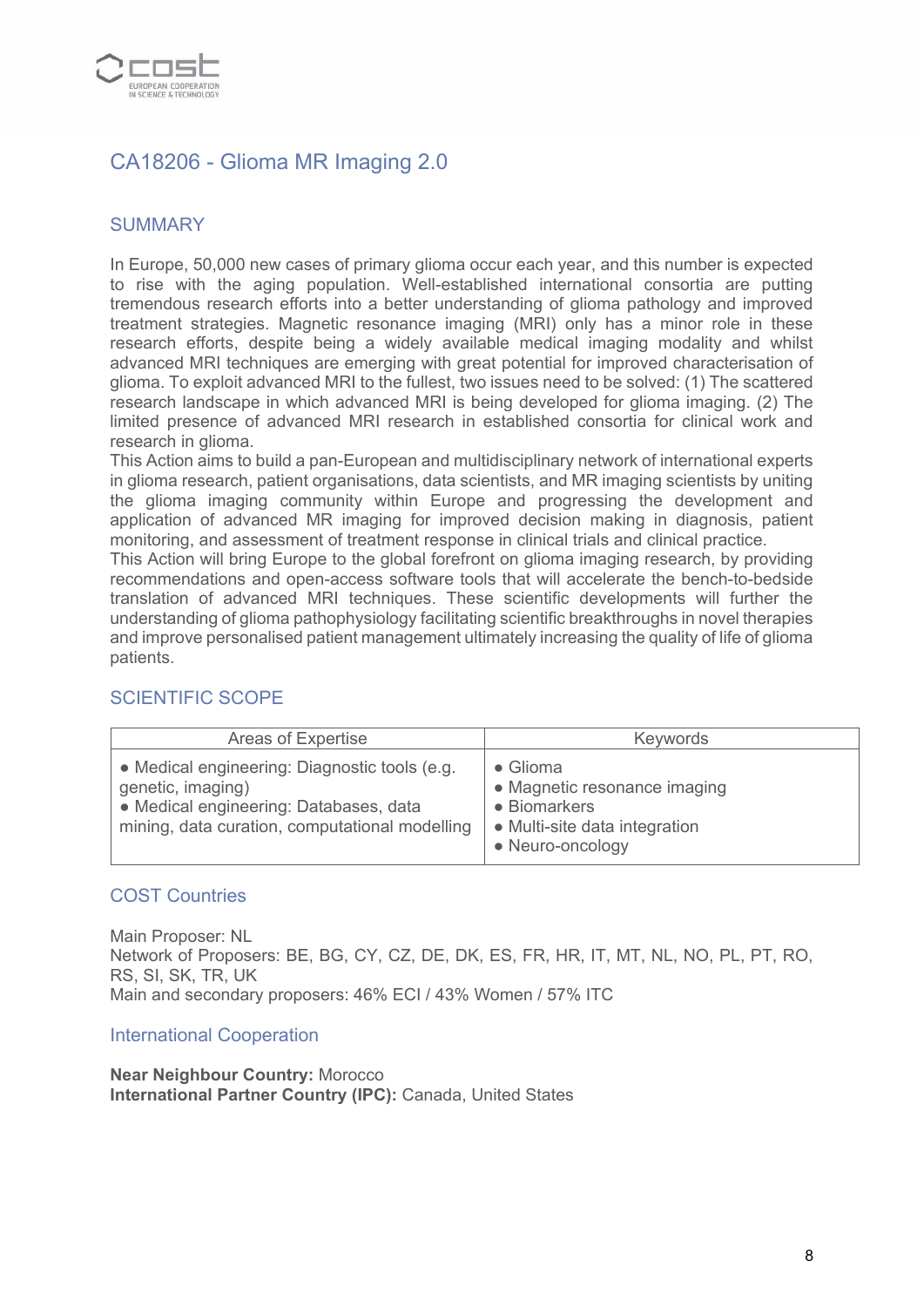## CA18206 - Glioma MR Imaging 2.0

### SUMMARY

In Europe, 50,000 new cases of primary glioma occur each year, and this number is expected to rise with the aging population. Well-established international consortia are putting tremendous research efforts into a better understanding of glioma pathology and improved treatment strategies. Magnetic resonance imaging (MRI) only has a minor role in these research efforts, despite being a widely available medical imaging modality and whilst advanced MRI techniques are emerging with great potential for improved characterisation of glioma. To exploit advanced MRI to the fullest, two issues need to be solved: (1) The scattered research landscape in which advanced MRI is being developed for glioma imaging. (2) The limited presence of advanced MRI research in established consortia for clinical work and research in glioma.
This Action aims to build a pan-European and multidisciplinary network of international experts in glioma research, patient organisations, data scientists, and MR imaging scientists by uniting the glioma imaging community within Europe and progressing the development and application of advanced MR imaging for improved decision making in diagnosis, patient monitoring, and assessment of treatment response in clinical trials and clinical practice.
This Action will bring Europe to the global forefront on glioma imaging research, by providing recommendations and open-access software tools that will accelerate the bench-to-bedside translation of advanced MRI techniques. These scientific developments will further the understanding of glioma pathophysiology facilitating scientific breakthroughs in novel therapies and improve personalised patient management ultimately increasing the quality of life of glioma patients.

### SCIENTIFIC SCOPE

| Areas of Expertise | Keywords |
| --- | --- |
| • Medical engineering: Diagnostic tools (e.g. genetic, imaging)<br>• Medical engineering: Databases, data mining, data curation, computational modelling | • Glioma<br>• Magnetic resonance imaging<br>• Biomarkers<br>• Multi-site data integration<br>• Neuro-oncology |

### COST Countries

Main Proposer: NL
Network of Proposers: BE, BG, CY, CZ, DE, DK, ES, FR, HR, IT, MT, NL, NO, PL, PT, RO, RS, SI, SK, TR, UK
Main and secondary proposers: 46% ECI / 43% Women / 57% ITC

### International Cooperation

**Near Neighbour Country:** Morocco
**International Partner Country (IPC):** Canada, United States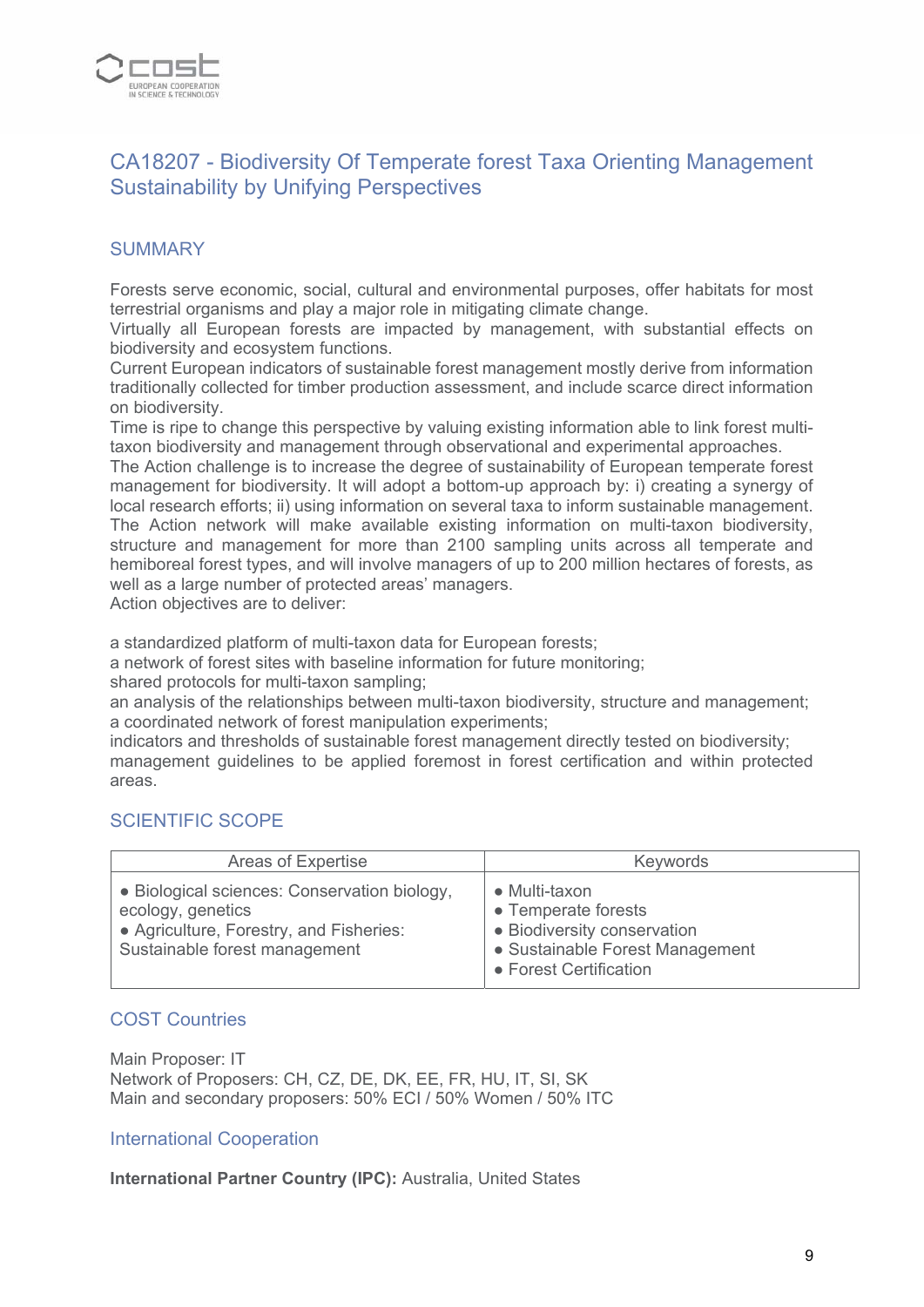## CA18207 - Biodiversity Of Temperate forest Taxa Orienting Management Sustainability by Unifying Perspectives

### SUMMARY

Forests serve economic, social, cultural and environmental purposes, offer habitats for most terrestrial organisms and play a major role in mitigating climate change.
Virtually all European forests are impacted by management, with substantial effects on biodiversity and ecosystem functions.
Current European indicators of sustainable forest management mostly derive from information traditionally collected for timber production assessment, and include scarce direct information on biodiversity.
Time is ripe to change this perspective by valuing existing information able to link forest multi-taxon biodiversity and management through observational and experimental approaches.
The Action challenge is to increase the degree of sustainability of European temperate forest management for biodiversity. It will adopt a bottom-up approach by: i) creating a synergy of local research efforts; ii) using information on several taxa to inform sustainable management.
The Action network will make available existing information on multi-taxon biodiversity, structure and management for more than 2100 sampling units across all temperate and hemiboreal forest types, and will involve managers of up to 200 million hectares of forests, as well as a large number of protected areas' managers.
Action objectives are to deliver:

a standardized platform of multi-taxon data for European forests;
a network of forest sites with baseline information for future monitoring;
shared protocols for multi-taxon sampling;
an analysis of the relationships between multi-taxon biodiversity, structure and management;
a coordinated network of forest manipulation experiments;
indicators and thresholds of sustainable forest management directly tested on biodiversity;
management guidelines to be applied foremost in forest certification and within protected areas.

### SCIENTIFIC SCOPE

| Areas of Expertise | Keywords |
|---|---|
| • Biological sciences: Conservation biology, ecology, genetics<br>• Agriculture, Forestry, and Fisheries: Sustainable forest management | • Multi-taxon<br>• Temperate forests<br>• Biodiversity conservation<br>• Sustainable Forest Management<br>• Forest Certification |

### COST Countries

Main Proposer: IT
Network of Proposers: CH, CZ, DE, DK, EE, FR, HU, IT, SI, SK
Main and secondary proposers: 50% ECI / 50% Women / 50% ITC

### International Cooperation

**International Partner Country (IPC):** Australia, United States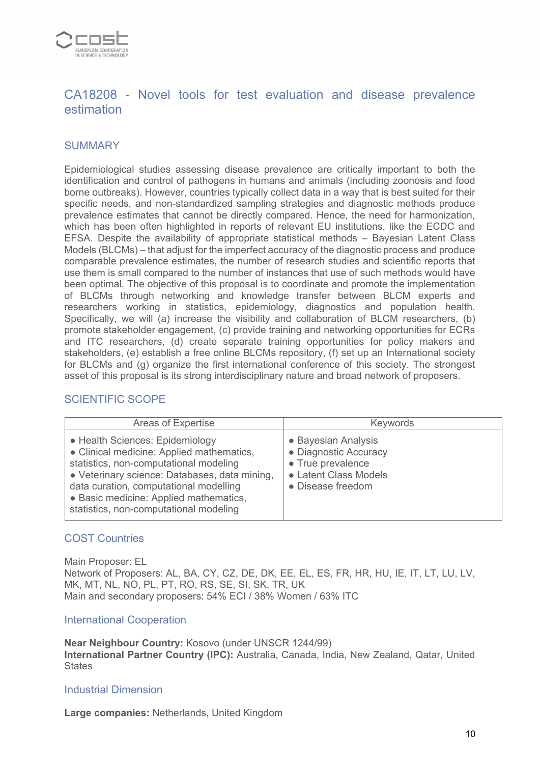## CA18208 - Novel tools for test evaluation and disease prevalence estimation

### SUMMARY

Epidemiological studies assessing disease prevalence are critically important to both the identification and control of pathogens in humans and animals (including zoonosis and food borne outbreaks). However, countries typically collect data in a way that is best suited for their specific needs, and non-standardized sampling strategies and diagnostic methods produce prevalence estimates that cannot be directly compared. Hence, the need for harmonization, which has been often highlighted in reports of relevant EU institutions, like the ECDC and EFSA. Despite the availability of appropriate statistical methods – Bayesian Latent Class Models (BLCMs) – that adjust for the imperfect accuracy of the diagnostic process and produce comparable prevalence estimates, the number of research studies and scientific reports that use them is small compared to the number of instances that use of such methods would have been optimal. The objective of this proposal is to coordinate and promote the implementation of BLCMs through networking and knowledge transfer between BLCM experts and researchers working in statistics, epidemiology, diagnostics and population health. Specifically, we will (a) increase the visibility and collaboration of BLCM researchers, (b) promote stakeholder engagement, (c) provide training and networking opportunities for ECRs and ITC researchers, (d) create separate training opportunities for policy makers and stakeholders, (e) establish a free online BLCMs repository, (f) set up an International society for BLCMs and (g) organize the first international conference of this society. The strongest asset of this proposal is its strong interdisciplinary nature and broad network of proposers.

### SCIENTIFIC SCOPE

| Areas of Expertise | Keywords |
|---|---|
| • Health Sciences: Epidemiology<br>• Clinical medicine: Applied mathematics, statistics, non-computational modeling<br>• Veterinary science: Databases, data mining, data curation, computational modelling<br>• Basic medicine: Applied mathematics, statistics, non-computational modeling | • Bayesian Analysis<br>• Diagnostic Accuracy<br>• True prevalence<br>• Latent Class Models<br>• Disease freedom |

### COST Countries

Main Proposer: EL
Network of Proposers: AL, BA, CY, CZ, DE, DK, EE, EL, ES, FR, HR, HU, IE, IT, LT, LU, LV, MK, MT, NL, NO, PL, PT, RO, RS, SE, SI, SK, TR, UK
Main and secondary proposers: 54% ECI / 38% Women / 63% ITC

### International Cooperation

**Near Neighbour Country:** Kosovo (under UNSCR 1244/99)
**International Partner Country (IPC):** Australia, Canada, India, New Zealand, Qatar, United States

### Industrial Dimension

**Large companies:** Netherlands, United Kingdom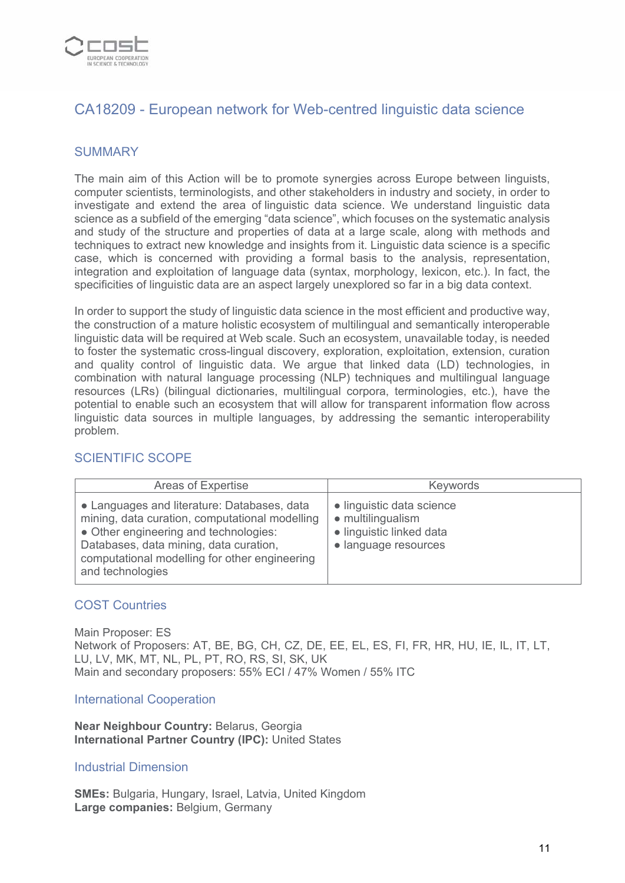## CA18209 - European network for Web-centred linguistic data science

### SUMMARY

The main aim of this Action will be to promote synergies across Europe between linguists, computer scientists, terminologists, and other stakeholders in industry and society, in order to investigate and extend the area of linguistic data science. We understand linguistic data science as a subfield of the emerging "data science", which focuses on the systematic analysis and study of the structure and properties of data at a large scale, along with methods and techniques to extract new knowledge and insights from it. Linguistic data science is a specific case, which is concerned with providing a formal basis to the analysis, representation, integration and exploitation of language data (syntax, morphology, lexicon, etc.). In fact, the specificities of linguistic data are an aspect largely unexplored so far in a big data context.

In order to support the study of linguistic data science in the most efficient and productive way, the construction of a mature holistic ecosystem of multilingual and semantically interoperable linguistic data will be required at Web scale. Such an ecosystem, unavailable today, is needed to foster the systematic cross-lingual discovery, exploration, exploitation, extension, curation and quality control of linguistic data. We argue that linked data (LD) technologies, in combination with natural language processing (NLP) techniques and multilingual language resources (LRs) (bilingual dictionaries, multilingual corpora, terminologies, etc.), have the potential to enable such an ecosystem that will allow for transparent information flow across linguistic data sources in multiple languages, by addressing the semantic interoperability problem.

### SCIENTIFIC SCOPE

| Areas of Expertise | Keywords |
|---|---|
| • Languages and literature: Databases, data mining, data curation, computational modelling<br>• Other engineering and technologies: Databases, data mining, data curation, computational modelling for other engineering and technologies | • linguistic data science<br>• multilingualism<br>• linguistic linked data<br>• language resources |

### COST Countries

Main Proposer: ES
Network of Proposers: AT, BE, BG, CH, CZ, DE, EE, EL, ES, FI, FR, HR, HU, IE, IL, IT, LT, LU, LV, MK, MT, NL, PL, PT, RO, RS, SI, SK, UK
Main and secondary proposers: 55% ECI / 47% Women / 55% ITC

### International Cooperation

**Near Neighbour Country:** Belarus, Georgia
**International Partner Country (IPC):** United States

### Industrial Dimension

**SMEs:** Bulgaria, Hungary, Israel, Latvia, United Kingdom
**Large companies:** Belgium, Germany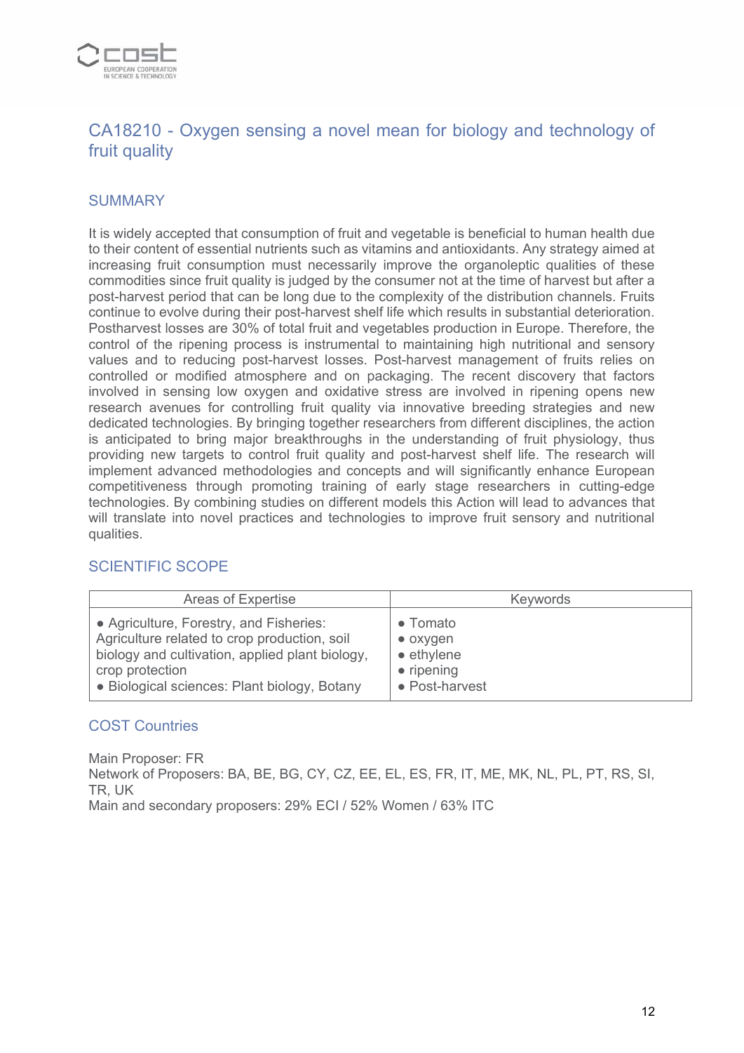## CA18210 - Oxygen sensing a novel mean for biology and technology of fruit quality

### SUMMARY

It is widely accepted that consumption of fruit and vegetable is beneficial to human health due to their content of essential nutrients such as vitamins and antioxidants. Any strategy aimed at increasing fruit consumption must necessarily improve the organoleptic qualities of these commodities since fruit quality is judged by the consumer not at the time of harvest but after a post-harvest period that can be long due to the complexity of the distribution channels. Fruits continue to evolve during their post-harvest shelf life which results in substantial deterioration. Postharvest losses are 30% of total fruit and vegetables production in Europe. Therefore, the control of the ripening process is instrumental to maintaining high nutritional and sensory values and to reducing post-harvest losses. Post-harvest management of fruits relies on controlled or modified atmosphere and on packaging. The recent discovery that factors involved in sensing low oxygen and oxidative stress are involved in ripening opens new research avenues for controlling fruit quality via innovative breeding strategies and new dedicated technologies. By bringing together researchers from different disciplines, the action is anticipated to bring major breakthroughs in the understanding of fruit physiology, thus providing new targets to control fruit quality and post-harvest shelf life. The research will implement advanced methodologies and concepts and will significantly enhance European competitiveness through promoting training of early stage researchers in cutting-edge technologies. By combining studies on different models this Action will lead to advances that will translate into novel practices and technologies to improve fruit sensory and nutritional qualities.

### SCIENTIFIC SCOPE

| Areas of Expertise | Keywords |
|---|---|
| • Agriculture, Forestry, and Fisheries: Agriculture related to crop production, soil biology and cultivation, applied plant biology, crop protection<br>• Biological sciences: Plant biology, Botany | • Tomato<br>• oxygen<br>• ethylene<br>• ripening<br>• Post-harvest |

### COST Countries

Main Proposer: FR
Network of Proposers: BA, BE, BG, CY, CZ, EE, EL, ES, FR, IT, ME, MK, NL, PL, PT, RS, SI, TR, UK
Main and secondary proposers: 29% ECI / 52% Women / 63% ITC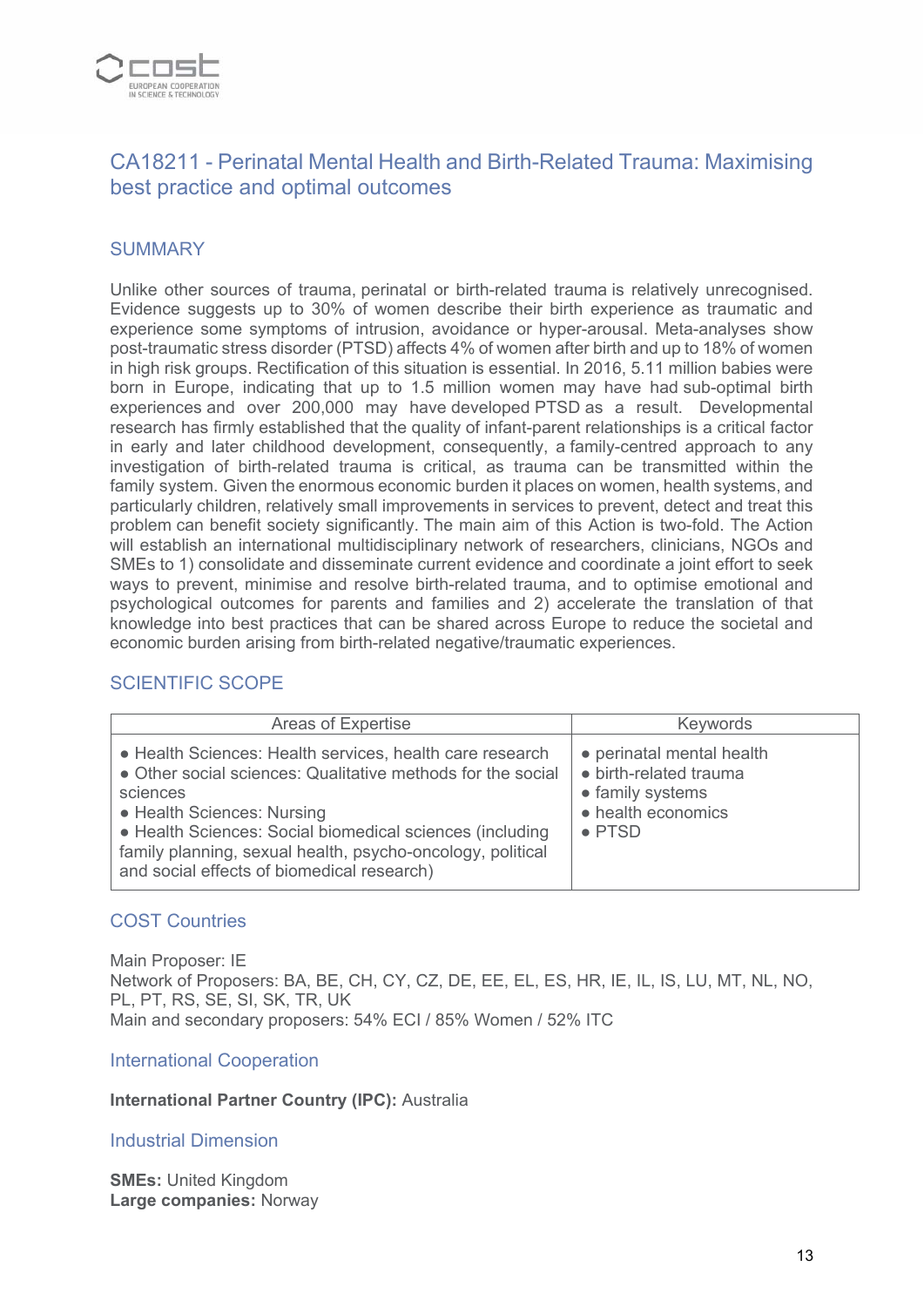## CA18211 - Perinatal Mental Health and Birth-Related Trauma: Maximising best practice and optimal outcomes

### SUMMARY

Unlike other sources of trauma, perinatal or birth-related trauma is relatively unrecognised. Evidence suggests up to 30% of women describe their birth experience as traumatic and experience some symptoms of intrusion, avoidance or hyper-arousal. Meta-analyses show post-traumatic stress disorder (PTSD) affects 4% of women after birth and up to 18% of women in high risk groups. Rectification of this situation is essential. In 2016, 5.11 million babies were born in Europe, indicating that up to 1.5 million women may have had sub-optimal birth experiences and over 200,000 may have developed PTSD as a result. Developmental research has firmly established that the quality of infant-parent relationships is a critical factor in early and later childhood development, consequently, a family-centred approach to any investigation of birth-related trauma is critical, as trauma can be transmitted within the family system. Given the enormous economic burden it places on women, health systems, and particularly children, relatively small improvements in services to prevent, detect and treat this problem can benefit society significantly. The main aim of this Action is two-fold. The Action will establish an international multidisciplinary network of researchers, clinicians, NGOs and SMEs to 1) consolidate and disseminate current evidence and coordinate a joint effort to seek ways to prevent, minimise and resolve birth-related trauma, and to optimise emotional and psychological outcomes for parents and families and 2) accelerate the translation of that knowledge into best practices that can be shared across Europe to reduce the societal and economic burden arising from birth-related negative/traumatic experiences.

### SCIENTIFIC SCOPE

| Areas of Expertise | Keywords |
|---|---|
| ● Health Sciences: Health services, health care research<br>● Other social sciences: Qualitative methods for the social sciences<br>● Health Sciences: Nursing<br>● Health Sciences: Social biomedical sciences (including family planning, sexual health, psycho-oncology, political and social effects of biomedical research) | ● perinatal mental health<br>● birth-related trauma<br>● family systems<br>● health economics<br>● PTSD |

### COST Countries

Main Proposer: IE
Network of Proposers: BA, BE, CH, CY, CZ, DE, EE, EL, ES, HR, IE, IL, IS, LU, MT, NL, NO, PL, PT, RS, SE, SI, SK, TR, UK
Main and secondary proposers: 54% ECI / 85% Women / 52% ITC

### International Cooperation

**International Partner Country (IPC):** Australia

### Industrial Dimension

**SMEs:** United Kingdom
**Large companies:** Norway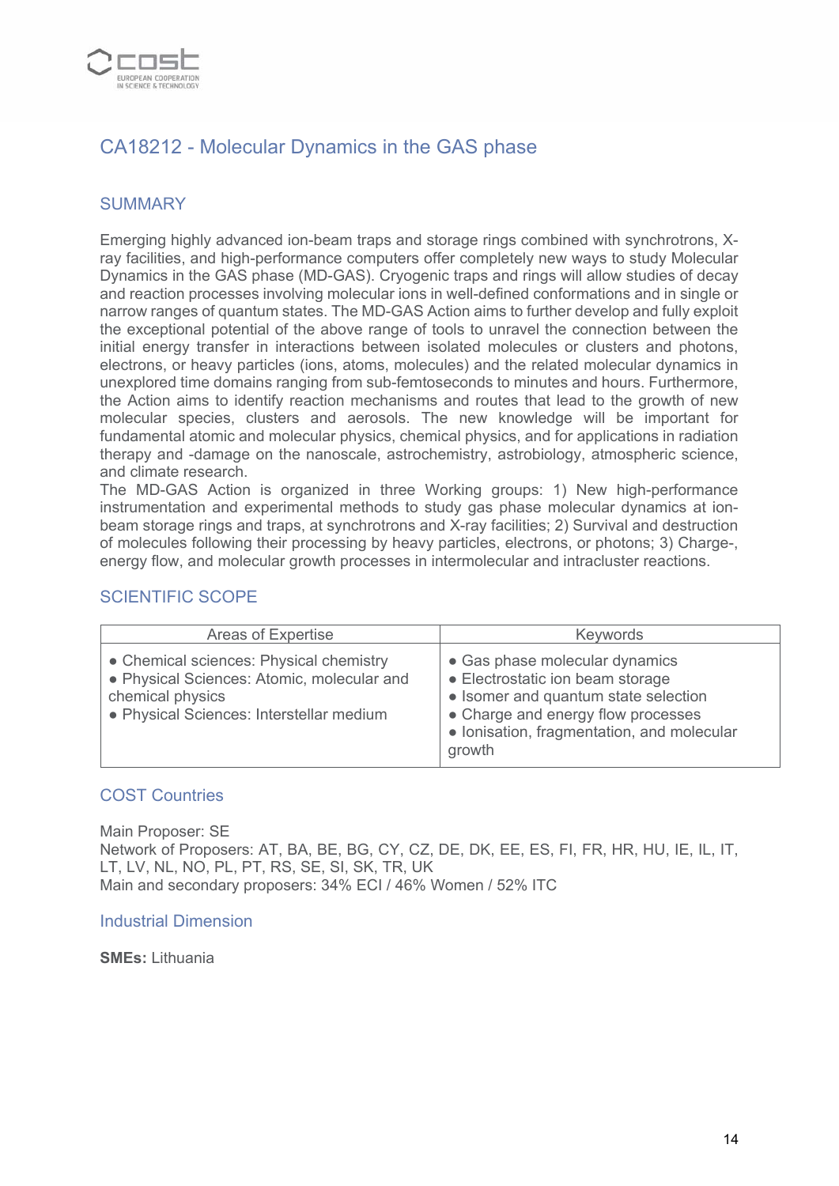## CA18212 - Molecular Dynamics in the GAS phase

### SUMMARY

Emerging highly advanced ion-beam traps and storage rings combined with synchrotrons, X-ray facilities, and high-performance computers offer completely new ways to study Molecular Dynamics in the GAS phase (MD-GAS). Cryogenic traps and rings will allow studies of decay and reaction processes involving molecular ions in well-defined conformations and in single or narrow ranges of quantum states. The MD-GAS Action aims to further develop and fully exploit the exceptional potential of the above range of tools to unravel the connection between the initial energy transfer in interactions between isolated molecules or clusters and photons, electrons, or heavy particles (ions, atoms, molecules) and the related molecular dynamics in unexplored time domains ranging from sub-femtoseconds to minutes and hours. Furthermore, the Action aims to identify reaction mechanisms and routes that lead to the growth of new molecular species, clusters and aerosols. The new knowledge will be important for fundamental atomic and molecular physics, chemical physics, and for applications in radiation therapy and -damage on the nanoscale, astrochemistry, astrobiology, atmospheric science, and climate research.
The MD-GAS Action is organized in three Working groups: 1) New high-performance instrumentation and experimental methods to study gas phase molecular dynamics at ion-beam storage rings and traps, at synchrotrons and X-ray facilities; 2) Survival and destruction of molecules following their processing by heavy particles, electrons, or photons; 3) Charge-, energy flow, and molecular growth processes in intermolecular and intracluster reactions.

### SCIENTIFIC SCOPE

| Areas of Expertise | Keywords |
|---|---|
| • Chemical sciences: Physical chemistry<br>• Physical Sciences: Atomic, molecular and chemical physics<br>• Physical Sciences: Interstellar medium | • Gas phase molecular dynamics<br>• Electrostatic ion beam storage<br>• Isomer and quantum state selection<br>• Charge and energy flow processes<br>• Ionisation, fragmentation, and molecular growth |

### COST Countries

Main Proposer: SE
Network of Proposers: AT, BA, BE, BG, CY, CZ, DE, DK, EE, ES, FI, FR, HR, HU, IE, IL, IT, LT, LV, NL, NO, PL, PT, RS, SE, SI, SK, TR, UK
Main and secondary proposers: 34% ECI / 46% Women / 52% ITC

### Industrial Dimension

**SMEs:** Lithuania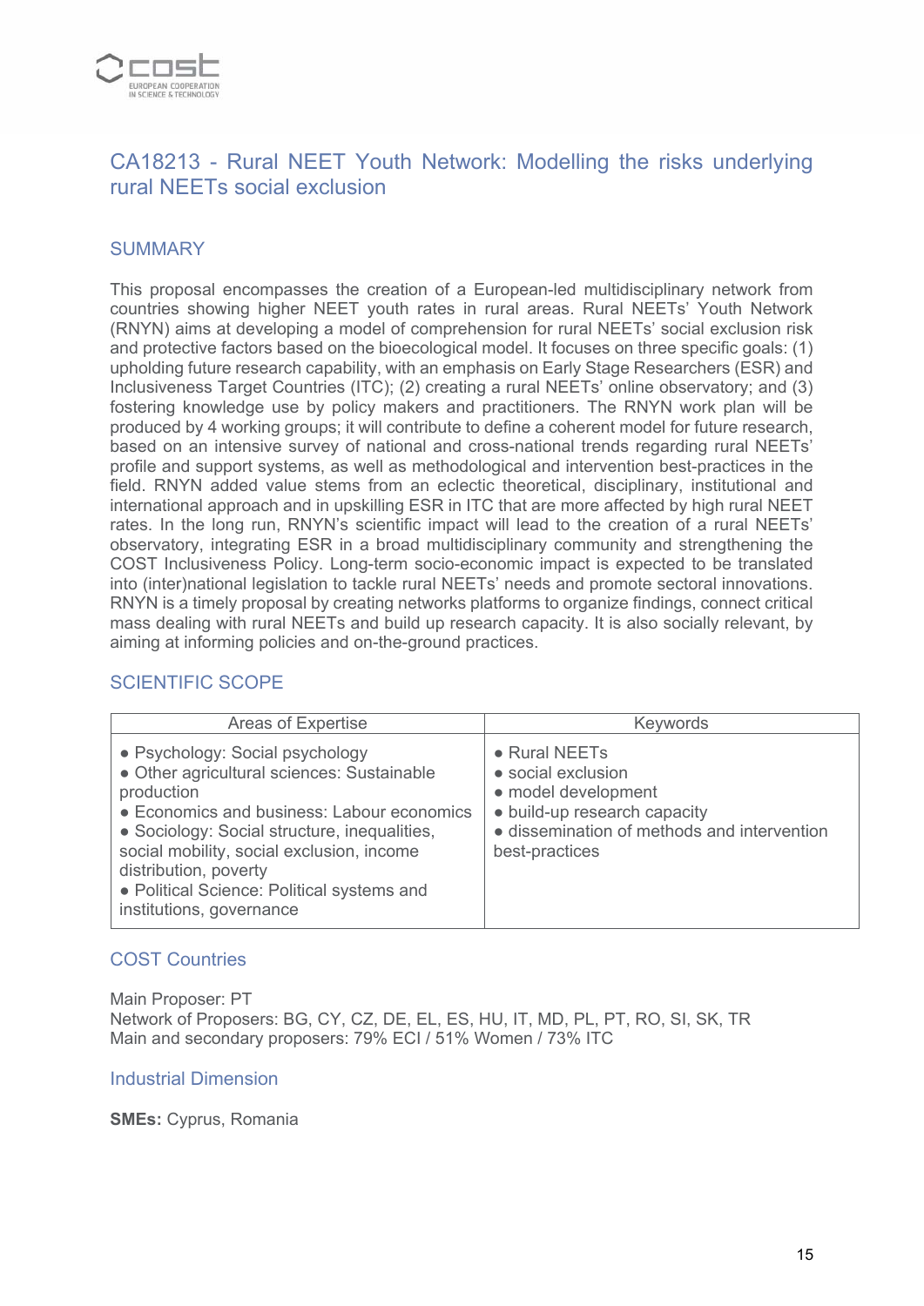## CA18213 - Rural NEET Youth Network: Modelling the risks underlying rural NEETs social exclusion

### SUMMARY

This proposal encompasses the creation of a European-led multidisciplinary network from countries showing higher NEET youth rates in rural areas. Rural NEETs' Youth Network (RNYN) aims at developing a model of comprehension for rural NEETs' social exclusion risk and protective factors based on the bioecological model. It focuses on three specific goals: (1) upholding future research capability, with an emphasis on Early Stage Researchers (ESR) and Inclusiveness Target Countries (ITC); (2) creating a rural NEETs' online observatory; and (3) fostering knowledge use by policy makers and practitioners. The RNYN work plan will be produced by 4 working groups; it will contribute to define a coherent model for future research, based on an intensive survey of national and cross-national trends regarding rural NEETs' profile and support systems, as well as methodological and intervention best-practices in the field. RNYN added value stems from an eclectic theoretical, disciplinary, institutional and international approach and in upskilling ESR in ITC that are more affected by high rural NEET rates. In the long run, RNYN's scientific impact will lead to the creation of a rural NEETs' observatory, integrating ESR in a broad multidisciplinary community and strengthening the COST Inclusiveness Policy. Long-term socio-economic impact is expected to be translated into (inter)national legislation to tackle rural NEETs' needs and promote sectoral innovations. RNYN is a timely proposal by creating networks platforms to organize findings, connect critical mass dealing with rural NEETs and build up research capacity. It is also socially relevant, by aiming at informing policies and on-the-ground practices.

### SCIENTIFIC SCOPE

| Areas of Expertise | Keywords |
| --- | --- |
| ● Psychology: Social psychology<br>● Other agricultural sciences: Sustainable production<br>● Economics and business: Labour economics<br>● Sociology: Social structure, inequalities, social mobility, social exclusion, income distribution, poverty<br>● Political Science: Political systems and institutions, governance | ● Rural NEETs<br>● social exclusion<br>● model development<br>● build-up research capacity<br>● dissemination of methods and intervention best-practices |

### COST Countries

Main Proposer: PT
Network of Proposers: BG, CY, CZ, DE, EL, ES, HU, IT, MD, PL, PT, RO, SI, SK, TR
Main and secondary proposers: 79% ECI / 51% Women / 73% ITC

### Industrial Dimension

**SMEs:** Cyprus, Romania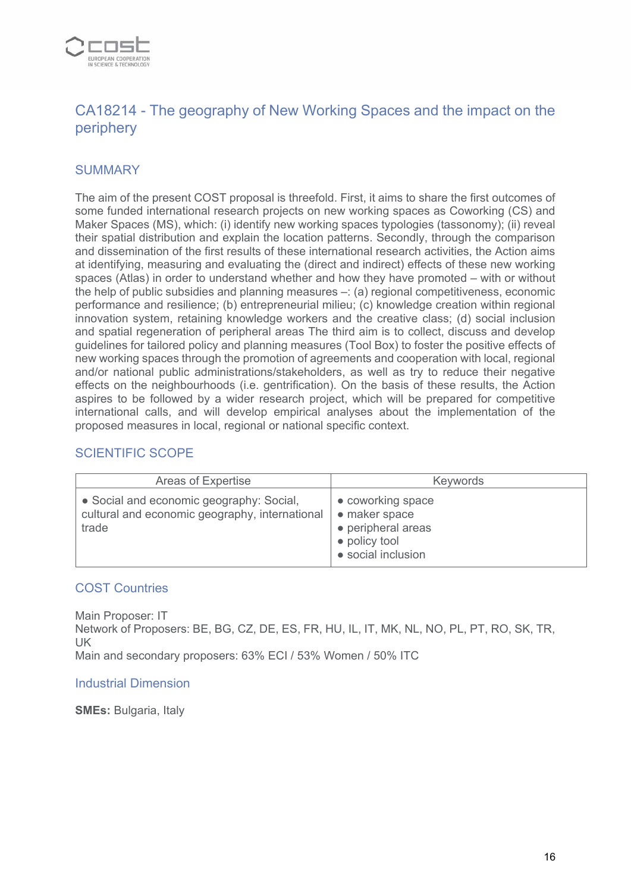## CA18214 - The geography of New Working Spaces and the impact on the periphery

### SUMMARY

The aim of the present COST proposal is threefold. First, it aims to share the first outcomes of some funded international research projects on new working spaces as Coworking (CS) and Maker Spaces (MS), which: (i) identify new working spaces typologies (tassonomy); (ii) reveal their spatial distribution and explain the location patterns. Secondly, through the comparison and dissemination of the first results of these international research activities, the Action aims at identifying, measuring and evaluating the (direct and indirect) effects of these new working spaces (Atlas) in order to understand whether and how they have promoted – with or without the help of public subsidies and planning measures –: (a) regional competitiveness, economic performance and resilience; (b) entrepreneurial milieu; (c) knowledge creation within regional innovation system, retaining knowledge workers and the creative class; (d) social inclusion and spatial regeneration of peripheral areas The third aim is to collect, discuss and develop guidelines for tailored policy and planning measures (Tool Box) to foster the positive effects of new working spaces through the promotion of agreements and cooperation with local, regional and/or national public administrations/stakeholders, as well as try to reduce their negative effects on the neighbourhoods (i.e. gentrification). On the basis of these results, the Action aspires to be followed by a wider research project, which will be prepared for competitive international calls, and will develop empirical analyses about the implementation of the proposed measures in local, regional or national specific context.

### SCIENTIFIC SCOPE

| Areas of Expertise | Keywords |
|---|---|
| • Social and economic geography: Social, cultural and economic geography, international trade | • coworking space<br>• maker space<br>• peripheral areas<br>• policy tool<br>• social inclusion |

### COST Countries

Main Proposer: IT
Network of Proposers: BE, BG, CZ, DE, ES, FR, HU, IL, IT, MK, NL, NO, PL, PT, RO, SK, TR, UK
Main and secondary proposers: 63% ECI / 53% Women / 50% ITC

### Industrial Dimension

**SMEs:** Bulgaria, Italy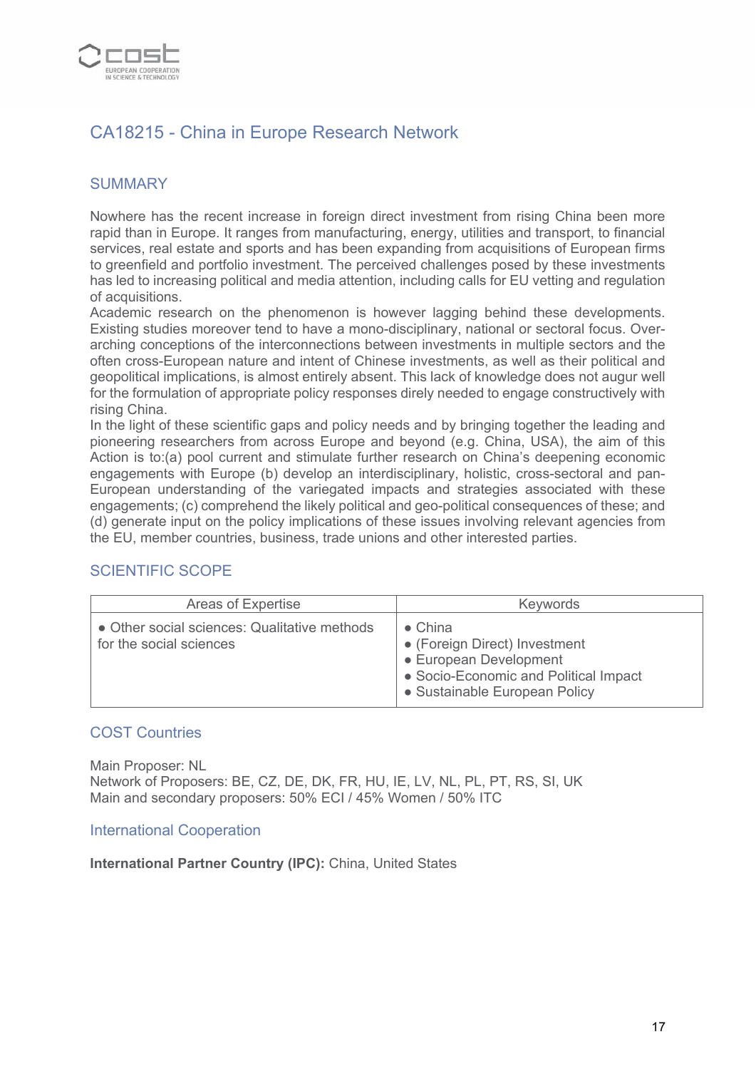## CA18215 - China in Europe Research Network

### SUMMARY

Nowhere has the recent increase in foreign direct investment from rising China been more rapid than in Europe. It ranges from manufacturing, energy, utilities and transport, to financial services, real estate and sports and has been expanding from acquisitions of European firms to greenfield and portfolio investment. The perceived challenges posed by these investments has led to increasing political and media attention, including calls for EU vetting and regulation of acquisitions.
Academic research on the phenomenon is however lagging behind these developments. Existing studies moreover tend to have a mono-disciplinary, national or sectoral focus. Over-arching conceptions of the interconnections between investments in multiple sectors and the often cross-European nature and intent of Chinese investments, as well as their political and geopolitical implications, is almost entirely absent. This lack of knowledge does not augur well for the formulation of appropriate policy responses direly needed to engage constructively with rising China.
In the light of these scientific gaps and policy needs and by bringing together the leading and pioneering researchers from across Europe and beyond (e.g. China, USA), the aim of this Action is to:(a) pool current and stimulate further research on China's deepening economic engagements with Europe (b) develop an interdisciplinary, holistic, cross-sectoral and pan-European understanding of the variegated impacts and strategies associated with these engagements; (c) comprehend the likely political and geo-political consequences of these; and (d) generate input on the policy implications of these issues involving relevant agencies from the EU, member countries, business, trade unions and other interested parties.

### SCIENTIFIC SCOPE

| Areas of Expertise | Keywords |
|---|---|
| • Other social sciences: Qualitative methods for the social sciences | • China<br>• (Foreign Direct) Investment<br>• European Development<br>• Socio-Economic and Political Impact<br>• Sustainable European Policy |

### COST Countries

Main Proposer: NL
Network of Proposers: BE, CZ, DE, DK, FR, HU, IE, LV, NL, PL, PT, RS, SI, UK
Main and secondary proposers: 50% ECI / 45% Women / 50% ITC

### International Cooperation

**International Partner Country (IPC):** China, United States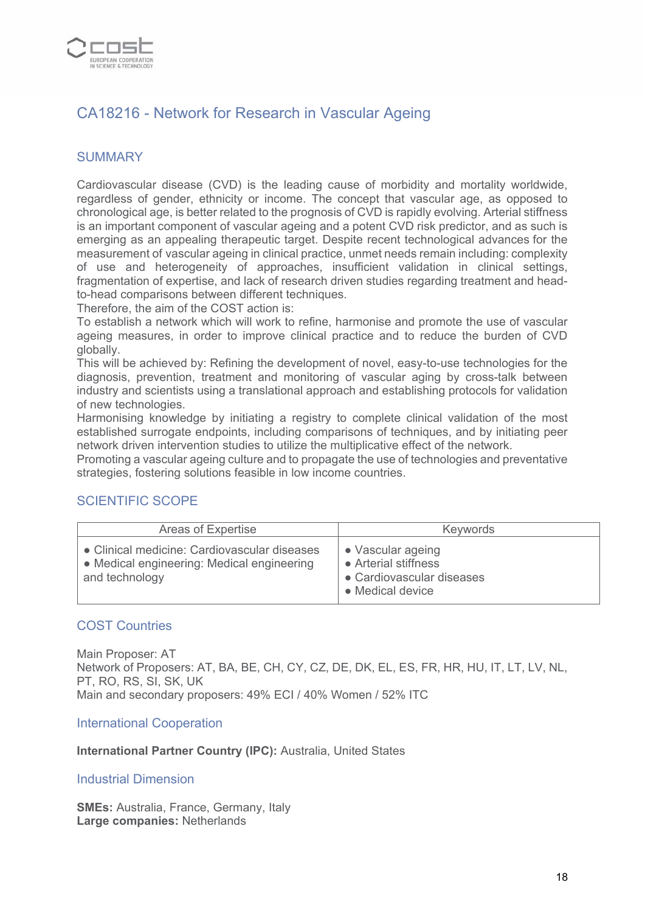## CA18216 - Network for Research in Vascular Ageing

### SUMMARY

Cardiovascular disease (CVD) is the leading cause of morbidity and mortality worldwide, regardless of gender, ethnicity or income. The concept that vascular age, as opposed to chronological age, is better related to the prognosis of CVD is rapidly evolving. Arterial stiffness is an important component of vascular ageing and a potent CVD risk predictor, and as such is emerging as an appealing therapeutic target. Despite recent technological advances for the measurement of vascular ageing in clinical practice, unmet needs remain including: complexity of use and heterogeneity of approaches, insufficient validation in clinical settings, fragmentation of expertise, and lack of research driven studies regarding treatment and head-to-head comparisons between different techniques.
Therefore, the aim of the COST action is:
To establish a network which will work to refine, harmonise and promote the use of vascular ageing measures, in order to improve clinical practice and to reduce the burden of CVD globally.
This will be achieved by: Refining the development of novel, easy-to-use technologies for the diagnosis, prevention, treatment and monitoring of vascular aging by cross-talk between industry and scientists using a translational approach and establishing protocols for validation of new technologies.
Harmonising knowledge by initiating a registry to complete clinical validation of the most established surrogate endpoints, including comparisons of techniques, and by initiating peer network driven intervention studies to utilize the multiplicative effect of the network.
Promoting a vascular ageing culture and to propagate the use of technologies and preventative strategies, fostering solutions feasible in low income countries.

### SCIENTIFIC SCOPE

| Areas of Expertise | Keywords |
| --- | --- |
| • Clinical medicine: Cardiovascular diseases<br>• Medical engineering: Medical engineering and technology | • Vascular ageing<br>• Arterial stiffness<br>• Cardiovascular diseases<br>• Medical device |

### COST Countries

Main Proposer: AT
Network of Proposers: AT, BA, BE, CH, CY, CZ, DE, DK, EL, ES, FR, HR, HU, IT, LT, LV, NL, PT, RO, RS, SI, SK, UK
Main and secondary proposers: 49% ECI / 40% Women / 52% ITC

### International Cooperation

**International Partner Country (IPC):** Australia, United States

### Industrial Dimension

**SMEs:** Australia, France, Germany, Italy
**Large companies:** Netherlands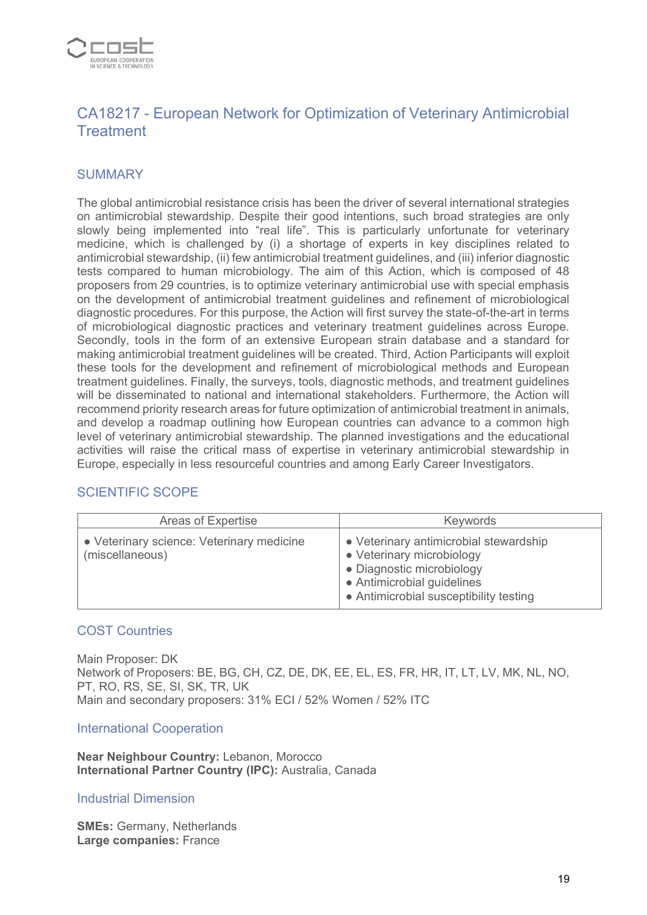## CA18217 - European Network for Optimization of Veterinary Antimicrobial Treatment

### SUMMARY

The global antimicrobial resistance crisis has been the driver of several international strategies on antimicrobial stewardship. Despite their good intentions, such broad strategies are only slowly being implemented into "real life". This is particularly unfortunate for veterinary medicine, which is challenged by (i) a shortage of experts in key disciplines related to antimicrobial stewardship, (ii) few antimicrobial treatment guidelines, and (iii) inferior diagnostic tests compared to human microbiology. The aim of this Action, which is composed of 48 proposers from 29 countries, is to optimize veterinary antimicrobial use with special emphasis on the development of antimicrobial treatment guidelines and refinement of microbiological diagnostic procedures. For this purpose, the Action will first survey the state-of-the-art in terms of microbiological diagnostic practices and veterinary treatment guidelines across Europe. Secondly, tools in the form of an extensive European strain database and a standard for making antimicrobial treatment guidelines will be created. Third, Action Participants will exploit these tools for the development and refinement of microbiological methods and European treatment guidelines. Finally, the surveys, tools, diagnostic methods, and treatment guidelines will be disseminated to national and international stakeholders. Furthermore, the Action will recommend priority research areas for future optimization of antimicrobial treatment in animals, and develop a roadmap outlining how European countries can advance to a common high level of veterinary antimicrobial stewardship. The planned investigations and the educational activities will raise the critical mass of expertise in veterinary antimicrobial stewardship in Europe, especially in less resourceful countries and among Early Career Investigators.

### SCIENTIFIC SCOPE

| Areas of Expertise | Keywords |
|---|---|
| • Veterinary science: Veterinary medicine (miscellaneous) | • Veterinary antimicrobial stewardship<br>• Veterinary microbiology<br>• Diagnostic microbiology<br>• Antimicrobial guidelines<br>• Antimicrobial susceptibility testing |

### COST Countries

Main Proposer: DK
Network of Proposers: BE, BG, CH, CZ, DE, DK, EE, EL, ES, FR, HR, IT, LT, LV, MK, NL, NO, PT, RO, RS, SE, SI, SK, TR, UK
Main and secondary proposers: 31% ECI / 52% Women / 52% ITC

### International Cooperation

**Near Neighbour Country:** Lebanon, Morocco
**International Partner Country (IPC):** Australia, Canada

### Industrial Dimension

**SMEs:** Germany, Netherlands
**Large companies:** France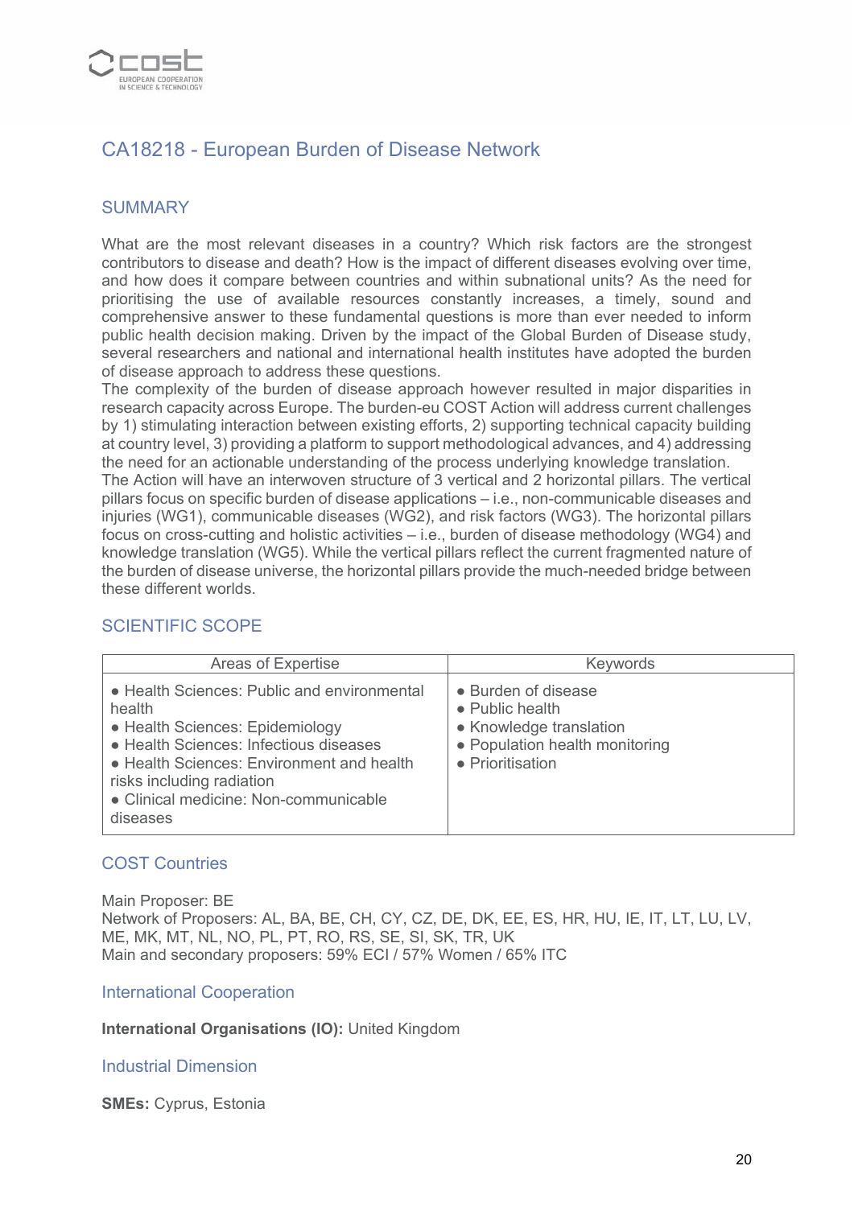## CA18218 - European Burden of Disease Network

### SUMMARY

What are the most relevant diseases in a country? Which risk factors are the strongest contributors to disease and death? How is the impact of different diseases evolving over time, and how does it compare between countries and within subnational units? As the need for prioritising the use of available resources constantly increases, a timely, sound and comprehensive answer to these fundamental questions is more than ever needed to inform public health decision making. Driven by the impact of the Global Burden of Disease study, several researchers and national and international health institutes have adopted the burden of disease approach to address these questions.
The complexity of the burden of disease approach however resulted in major disparities in research capacity across Europe. The burden-eu COST Action will address current challenges by 1) stimulating interaction between existing efforts, 2) supporting technical capacity building at country level, 3) providing a platform to support methodological advances, and 4) addressing the need for an actionable understanding of the process underlying knowledge translation.
The Action will have an interwoven structure of 3 vertical and 2 horizontal pillars. The vertical pillars focus on specific burden of disease applications – i.e., non-communicable diseases and injuries (WG1), communicable diseases (WG2), and risk factors (WG3). The horizontal pillars focus on cross-cutting and holistic activities – i.e., burden of disease methodology (WG4) and knowledge translation (WG5). While the vertical pillars reflect the current fragmented nature of the burden of disease universe, the horizontal pillars provide the much-needed bridge between these different worlds.

### SCIENTIFIC SCOPE

| Areas of Expertise | Keywords |
|---|---|
| • Health Sciences: Public and environmental health<br>• Health Sciences: Epidemiology<br>• Health Sciences: Infectious diseases<br>• Health Sciences: Environment and health risks including radiation<br>• Clinical medicine: Non-communicable diseases | • Burden of disease<br>• Public health<br>• Knowledge translation<br>• Population health monitoring<br>• Prioritisation |

### COST Countries

Main Proposer: BE
Network of Proposers: AL, BA, BE, CH, CY, CZ, DE, DK, EE, ES, HR, HU, IE, IT, LT, LU, LV, ME, MK, MT, NL, NO, PL, PT, RO, RS, SE, SI, SK, TR, UK
Main and secondary proposers: 59% ECI / 57% Women / 65% ITC

### International Cooperation

**International Organisations (IO):** United Kingdom

### Industrial Dimension

**SMEs:** Cyprus, Estonia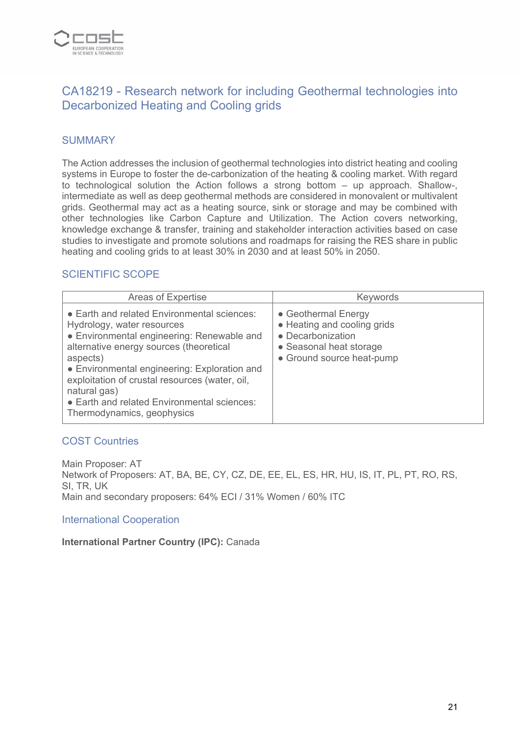## CA18219 - Research network for including Geothermal technologies into Decarbonized Heating and Cooling grids

### SUMMARY

The Action addresses the inclusion of geothermal technologies into district heating and cooling systems in Europe to foster the de-carbonization of the heating & cooling market. With regard to technological solution the Action follows a strong bottom – up approach. Shallow-, intermediate as well as deep geothermal methods are considered in monovalent or multivalent grids. Geothermal may act as a heating source, sink or storage and may be combined with other technologies like Carbon Capture and Utilization. The Action covers networking, knowledge exchange & transfer, training and stakeholder interaction activities based on case studies to investigate and promote solutions and roadmaps for raising the RES share in public heating and cooling grids to at least 30% in 2030 and at least 50% in 2050.

### SCIENTIFIC SCOPE

| Areas of Expertise | Keywords |
|---|---|
| ● Earth and related Environmental sciences: Hydrology, water resources<br>● Environmental engineering: Renewable and alternative energy sources (theoretical aspects)<br>● Environmental engineering: Exploration and exploitation of crustal resources (water, oil, natural gas)<br>● Earth and related Environmental sciences: Thermodynamics, geophysics | ● Geothermal Energy<br>● Heating and cooling grids<br>● Decarbonization<br>● Seasonal heat storage<br>● Ground source heat-pump |

### COST Countries

Main Proposer: AT
Network of Proposers: AT, BA, BE, CY, CZ, DE, EE, EL, ES, HR, HU, IS, IT, PL, PT, RO, RS, SI, TR, UK
Main and secondary proposers: 64% ECI / 31% Women / 60% ITC

### International Cooperation

**International Partner Country (IPC):** Canada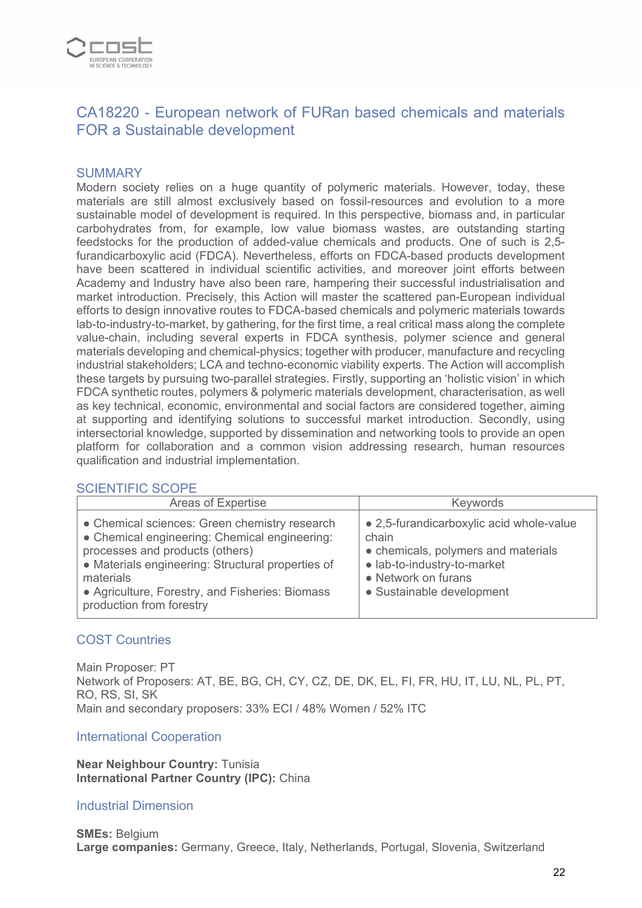## CA18220 - European network of FURan based chemicals and materials FOR a Sustainable development

### SUMMARY

Modern society relies on a huge quantity of polymeric materials. However, today, these materials are still almost exclusively based on fossil-resources and evolution to a more sustainable model of development is required. In this perspective, biomass and, in particular carbohydrates from, for example, low value biomass wastes, are outstanding starting feedstocks for the production of added-value chemicals and products. One of such is 2,5-furandicarboxylic acid (FDCA). Nevertheless, efforts on FDCA-based products development have been scattered in individual scientific activities, and moreover joint efforts between Academy and Industry have also been rare, hampering their successful industrialisation and market introduction. Precisely, this Action will master the scattered pan-European individual efforts to design innovative routes to FDCA-based chemicals and polymeric materials towards lab-to-industry-to-market, by gathering, for the first time, a real critical mass along the complete value-chain, including several experts in FDCA synthesis, polymer science and general materials developing and chemical-physics; together with producer, manufacture and recycling industrial stakeholders; LCA and techno-economic viability experts. The Action will accomplish these targets by pursuing two-parallel strategies. Firstly, supporting an 'holistic vision' in which FDCA synthetic routes, polymers & polymeric materials development, characterisation, as well as key technical, economic, environmental and social factors are considered together, aiming at supporting and identifying solutions to successful market introduction. Secondly, using intersectorial knowledge, supported by dissemination and networking tools to provide an open platform for collaboration and a common vision addressing research, human resources qualification and industrial implementation.

### SCIENTIFIC SCOPE

| Areas of Expertise | Keywords |
| --- | --- |
| • Chemical sciences: Green chemistry research<br>• Chemical engineering: Chemical engineering: processes and products (others)<br>• Materials engineering: Structural properties of materials<br>• Agriculture, Forestry, and Fisheries: Biomass production from forestry | • 2,5-furandicarboxylic acid whole-value chain<br>• chemicals, polymers and materials<br>• lab-to-industry-to-market<br>• Network on furans<br>• Sustainable development |

### COST Countries

Main Proposer: PT
Network of Proposers: AT, BE, BG, CH, CY, CZ, DE, DK, EL, FI, FR, HU, IT, LU, NL, PL, PT, RO, RS, SI, SK
Main and secondary proposers: 33% ECI / 48% Women / 52% ITC

### International Cooperation

**Near Neighbour Country:** Tunisia
**International Partner Country (IPC):** China

### Industrial Dimension

**SMEs:** Belgium
**Large companies:** Germany, Greece, Italy, Netherlands, Portugal, Slovenia, Switzerland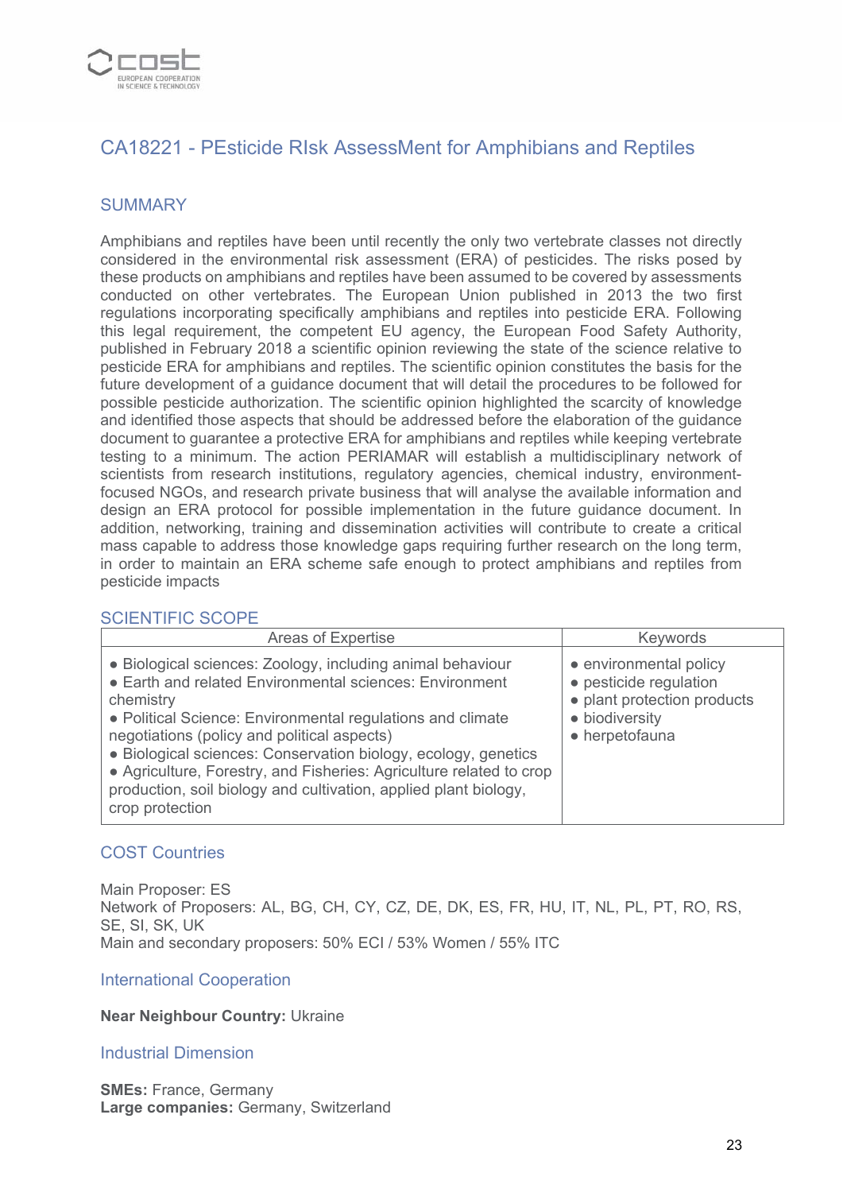## CA18221 - PEsticide RIsk AssessMent for Amphibians and Reptiles

### SUMMARY

Amphibians and reptiles have been until recently the only two vertebrate classes not directly considered in the environmental risk assessment (ERA) of pesticides. The risks posed by these products on amphibians and reptiles have been assumed to be covered by assessments conducted on other vertebrates. The European Union published in 2013 the two first regulations incorporating specifically amphibians and reptiles into pesticide ERA. Following this legal requirement, the competent EU agency, the European Food Safety Authority, published in February 2018 a scientific opinion reviewing the state of the science relative to pesticide ERA for amphibians and reptiles. The scientific opinion constitutes the basis for the future development of a guidance document that will detail the procedures to be followed for possible pesticide authorization. The scientific opinion highlighted the scarcity of knowledge and identified those aspects that should be addressed before the elaboration of the guidance document to guarantee a protective ERA for amphibians and reptiles while keeping vertebrate testing to a minimum. The action PERIAMAR will establish a multidisciplinary network of scientists from research institutions, regulatory agencies, chemical industry, environment-focused NGOs, and research private business that will analyse the available information and design an ERA protocol for possible implementation in the future guidance document. In addition, networking, training and dissemination activities will contribute to create a critical mass capable to address those knowledge gaps requiring further research on the long term, in order to maintain an ERA scheme safe enough to protect amphibians and reptiles from pesticide impacts

### SCIENTIFIC SCOPE

| Areas of Expertise | Keywords |
|---|---|
| ● Biological sciences: Zoology, including animal behaviour<br>● Earth and related Environmental sciences: Environment chemistry<br>● Political Science: Environmental regulations and climate negotiations (policy and political aspects)<br>● Biological sciences: Conservation biology, ecology, genetics<br>● Agriculture, Forestry, and Fisheries: Agriculture related to crop production, soil biology and cultivation, applied plant biology, crop protection | ● environmental policy<br>● pesticide regulation<br>● plant protection products<br>● biodiversity<br>● herpetofauna |

### COST Countries

Main Proposer: ES
Network of Proposers: AL, BG, CH, CY, CZ, DE, DK, ES, FR, HU, IT, NL, PL, PT, RO, RS, SE, SI, SK, UK
Main and secondary proposers: 50% ECI / 53% Women / 55% ITC

### International Cooperation

**Near Neighbour Country:** Ukraine

### Industrial Dimension

**SMEs:** France, Germany
**Large companies:** Germany, Switzerland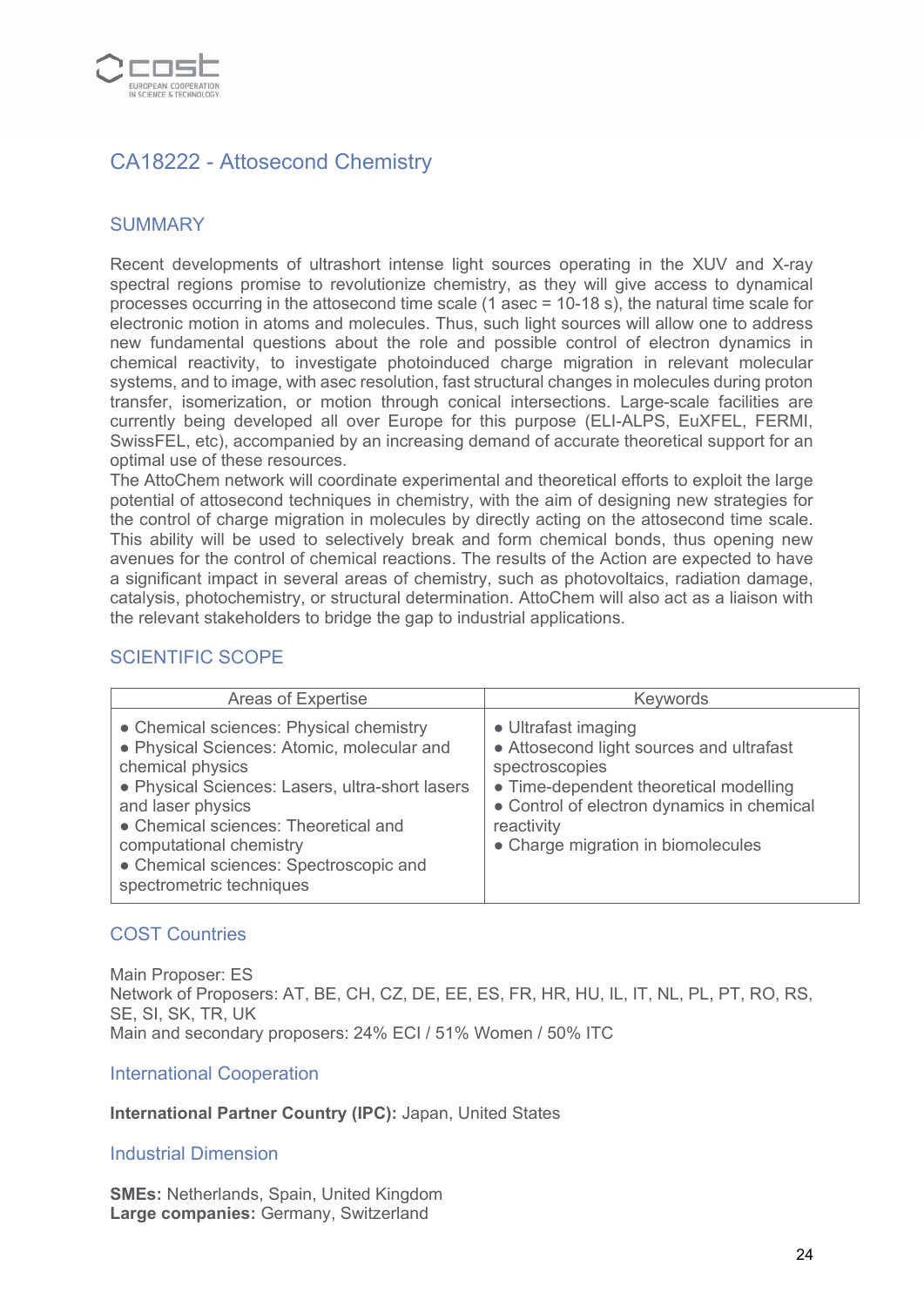## CA18222 - Attosecond Chemistry

### SUMMARY

Recent developments of ultrashort intense light sources operating in the XUV and X-ray spectral regions promise to revolutionize chemistry, as they will give access to dynamical processes occurring in the attosecond time scale (1 asec = 10-18 s), the natural time scale for electronic motion in atoms and molecules. Thus, such light sources will allow one to address new fundamental questions about the role and possible control of electron dynamics in chemical reactivity, to investigate photoinduced charge migration in relevant molecular systems, and to image, with asec resolution, fast structural changes in molecules during proton transfer, isomerization, or motion through conical intersections. Large-scale facilities are currently being developed all over Europe for this purpose (ELI-ALPS, EuXFEL, FERMI, SwissFEL, etc), accompanied by an increasing demand of accurate theoretical support for an optimal use of these resources.
The AttoChem network will coordinate experimental and theoretical efforts to exploit the large potential of attosecond techniques in chemistry, with the aim of designing new strategies for the control of charge migration in molecules by directly acting on the attosecond time scale. This ability will be used to selectively break and form chemical bonds, thus opening new avenues for the control of chemical reactions. The results of the Action are expected to have a significant impact in several areas of chemistry, such as photovoltaics, radiation damage, catalysis, photochemistry, or structural determination. AttoChem will also act as a liaison with the relevant stakeholders to bridge the gap to industrial applications.

### SCIENTIFIC SCOPE

| Areas of Expertise | Keywords |
|---|---|
| ● Chemical sciences: Physical chemistry<br>● Physical Sciences: Atomic, molecular and chemical physics<br>● Physical Sciences: Lasers, ultra-short lasers and laser physics<br>● Chemical sciences: Theoretical and computational chemistry<br>● Chemical sciences: Spectroscopic and spectrometric techniques | ● Ultrafast imaging<br>● Attosecond light sources and ultrafast spectroscopies<br>● Time-dependent theoretical modelling<br>● Control of electron dynamics in chemical reactivity<br>● Charge migration in biomolecules |

### COST Countries

Main Proposer: ES
Network of Proposers: AT, BE, CH, CZ, DE, EE, ES, FR, HR, HU, IL, IT, NL, PL, PT, RO, RS, SE, SI, SK, TR, UK
Main and secondary proposers: 24% ECI / 51% Women / 50% ITC

### International Cooperation

**International Partner Country (IPC):** Japan, United States

### Industrial Dimension

**SMEs:** Netherlands, Spain, United Kingdom
**Large companies:** Germany, Switzerland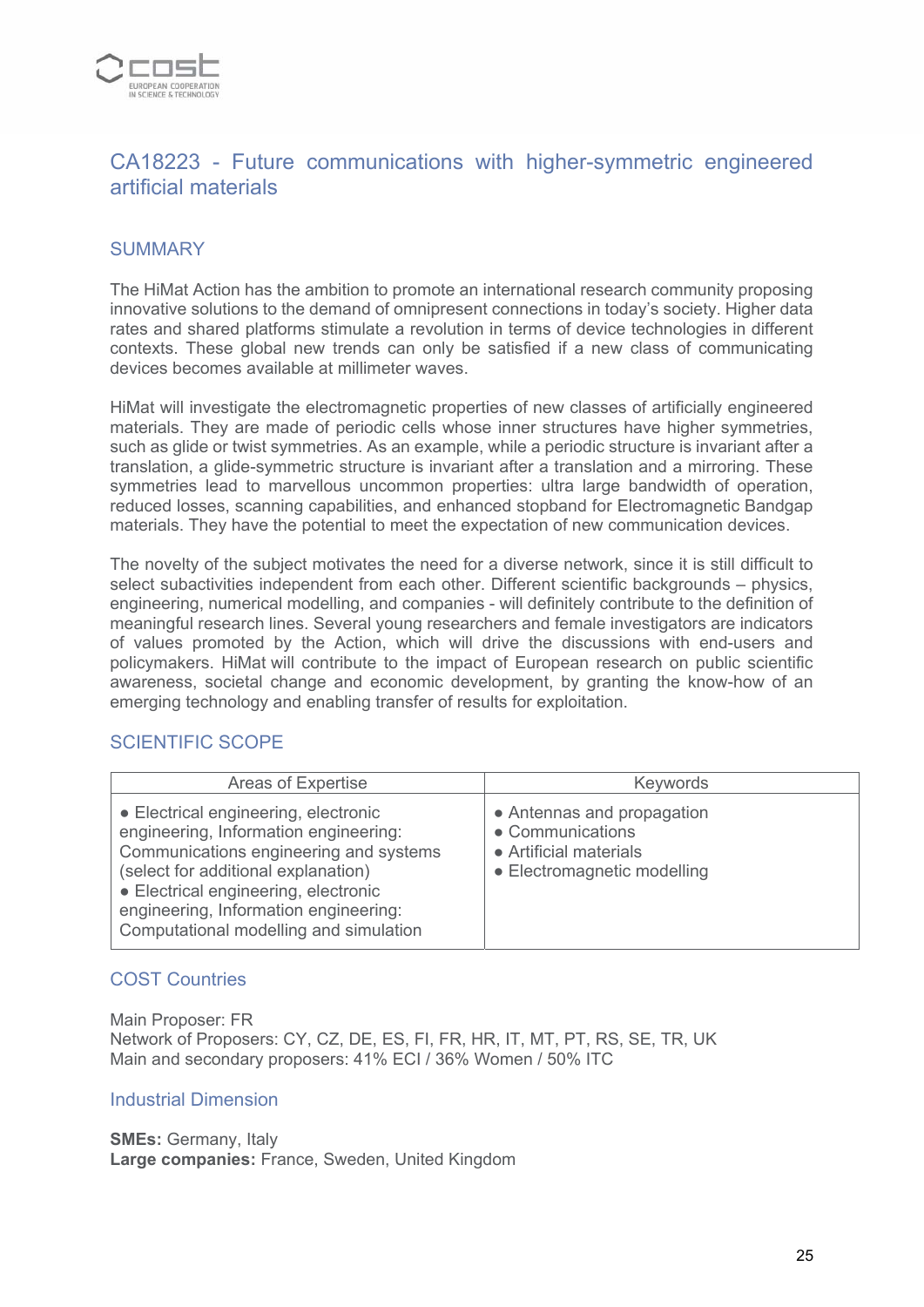## CA18223 - Future communications with higher-symmetric engineered artificial materials

### SUMMARY

The HiMat Action has the ambition to promote an international research community proposing innovative solutions to the demand of omnipresent connections in today's society. Higher data rates and shared platforms stimulate a revolution in terms of device technologies in different contexts. These global new trends can only be satisfied if a new class of communicating devices becomes available at millimeter waves.

HiMat will investigate the electromagnetic properties of new classes of artificially engineered materials. They are made of periodic cells whose inner structures have higher symmetries, such as glide or twist symmetries. As an example, while a periodic structure is invariant after a translation, a glide-symmetric structure is invariant after a translation and a mirroring. These symmetries lead to marvellous uncommon properties: ultra large bandwidth of operation, reduced losses, scanning capabilities, and enhanced stopband for Electromagnetic Bandgap materials. They have the potential to meet the expectation of new communication devices.

The novelty of the subject motivates the need for a diverse network, since it is still difficult to select subactivities independent from each other. Different scientific backgrounds – physics, engineering, numerical modelling, and companies - will definitely contribute to the definition of meaningful research lines. Several young researchers and female investigators are indicators of values promoted by the Action, which will drive the discussions with end-users and policymakers. HiMat will contribute to the impact of European research on public scientific awareness, societal change and economic development, by granting the know-how of an emerging technology and enabling transfer of results for exploitation.

### SCIENTIFIC SCOPE

| Areas of Expertise | Keywords |
|---|---|
| • Electrical engineering, electronic engineering, Information engineering: Communications engineering and systems (select for additional explanation)<br>• Electrical engineering, electronic engineering, Information engineering: Computational modelling and simulation | • Antennas and propagation<br>• Communications<br>• Artificial materials<br>• Electromagnetic modelling |

### COST Countries

Main Proposer: FR
Network of Proposers: CY, CZ, DE, ES, FI, FR, HR, IT, MT, PT, RS, SE, TR, UK
Main and secondary proposers: 41% ECI / 36% Women / 50% ITC

### Industrial Dimension

**SMEs:** Germany, Italy
**Large companies:** France, Sweden, United Kingdom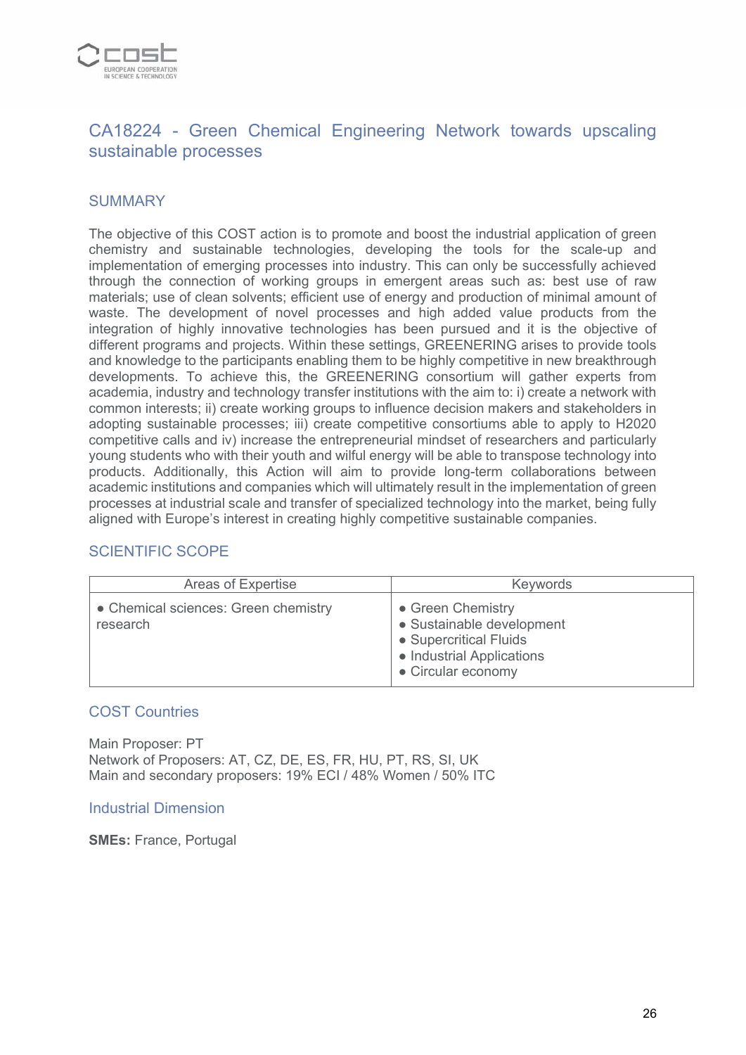## CA18224 - Green Chemical Engineering Network towards upscaling sustainable processes

### SUMMARY

The objective of this COST action is to promote and boost the industrial application of green chemistry and sustainable technologies, developing the tools for the scale-up and implementation of emerging processes into industry. This can only be successfully achieved through the connection of working groups in emergent areas such as: best use of raw materials; use of clean solvents; efficient use of energy and production of minimal amount of waste. The development of novel processes and high added value products from the integration of highly innovative technologies has been pursued and it is the objective of different programs and projects. Within these settings, GREENERING arises to provide tools and knowledge to the participants enabling them to be highly competitive in new breakthrough developments. To achieve this, the GREENERING consortium will gather experts from academia, industry and technology transfer institutions with the aim to: i) create a network with common interests; ii) create working groups to influence decision makers and stakeholders in adopting sustainable processes; iii) create competitive consortiums able to apply to H2020 competitive calls and iv) increase the entrepreneurial mindset of researchers and particularly young students who with their youth and wilful energy will be able to transpose technology into products. Additionally, this Action will aim to provide long-term collaborations between academic institutions and companies which will ultimately result in the implementation of green processes at industrial scale and transfer of specialized technology into the market, being fully aligned with Europe's interest in creating highly competitive sustainable companies.

### SCIENTIFIC SCOPE

| Areas of Expertise | Keywords |
|---|---|
| • Chemical sciences: Green chemistry research | • Green Chemistry<br>• Sustainable development<br>• Supercritical Fluids<br>• Industrial Applications<br>• Circular economy |

### COST Countries

Main Proposer: PT
Network of Proposers: AT, CZ, DE, ES, FR, HU, PT, RS, SI, UK
Main and secondary proposers: 19% ECI / 48% Women / 50% ITC

### Industrial Dimension

**SMEs:** France, Portugal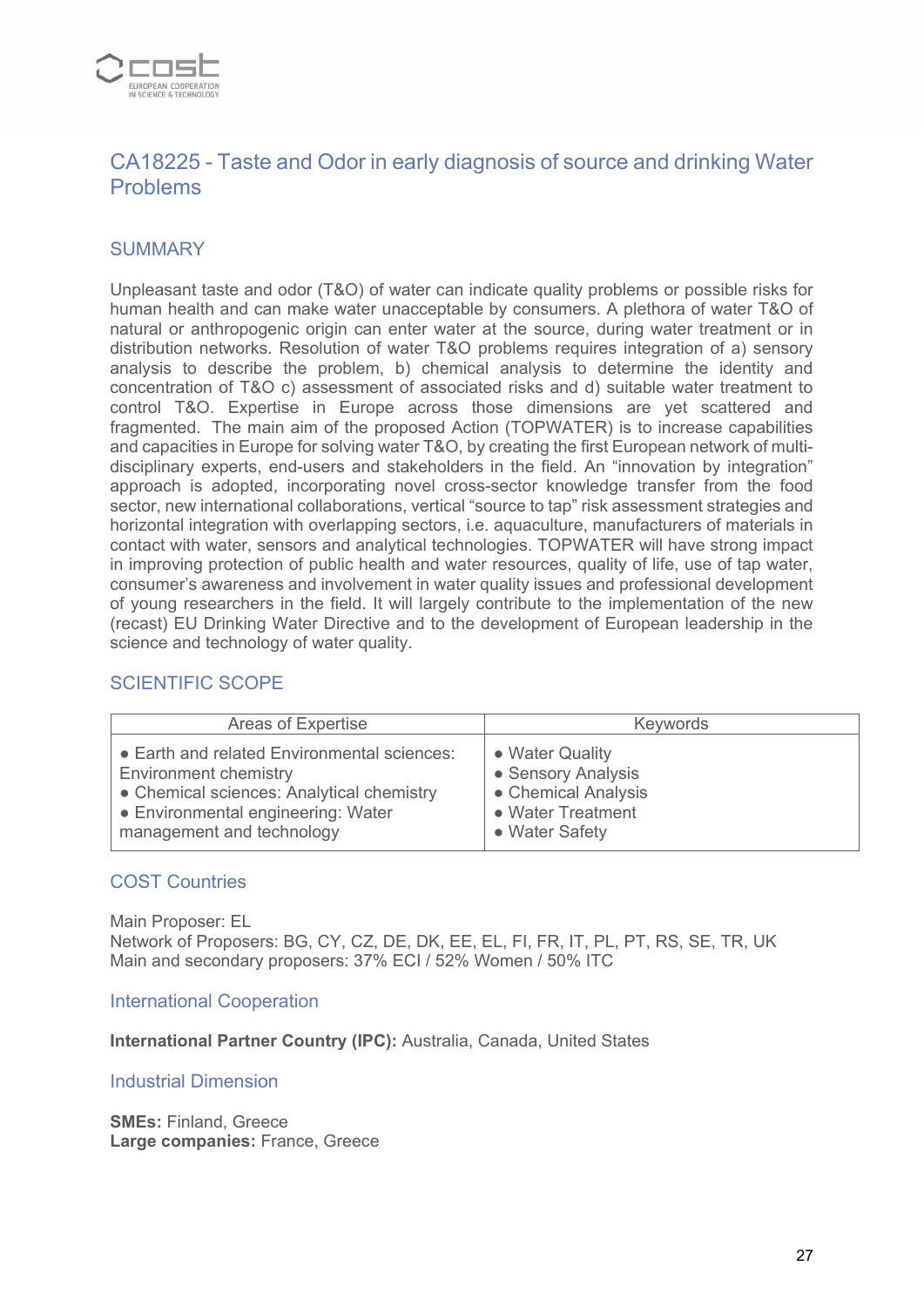## CA18225 - Taste and Odor in early diagnosis of source and drinking Water Problems

### SUMMARY

Unpleasant taste and odor (T&O) of water can indicate quality problems or possible risks for human health and can make water unacceptable by consumers. A plethora of water T&O of natural or anthropogenic origin can enter water at the source, during water treatment or in distribution networks. Resolution of water T&O problems requires integration of a) sensory analysis to describe the problem, b) chemical analysis to determine the identity and concentration of T&O c) assessment of associated risks and d) suitable water treatment to control T&O. Expertise in Europe across those dimensions are yet scattered and fragmented. The main aim of the proposed Action (TOPWATER) is to increase capabilities and capacities in Europe for solving water T&O, by creating the first European network of multi-disciplinary experts, end-users and stakeholders in the field. An "innovation by integration" approach is adopted, incorporating novel cross-sector knowledge transfer from the food sector, new international collaborations, vertical "source to tap" risk assessment strategies and horizontal integration with overlapping sectors, i.e. aquaculture, manufacturers of materials in contact with water, sensors and analytical technologies. TOPWATER will have strong impact in improving protection of public health and water resources, quality of life, use of tap water, consumer's awareness and involvement in water quality issues and professional development of young researchers in the field. It will largely contribute to the implementation of the new (recast) EU Drinking Water Directive and to the development of European leadership in the science and technology of water quality.

### SCIENTIFIC SCOPE

| Areas of Expertise | Keywords |
|---|---|
| • Earth and related Environmental sciences: Environment chemistry<br>• Chemical sciences: Analytical chemistry<br>• Environmental engineering: Water management and technology | • Water Quality<br>• Sensory Analysis<br>• Chemical Analysis<br>• Water Treatment<br>• Water Safety |

### COST Countries

Main Proposer: EL
Network of Proposers: BG, CY, CZ, DE, DK, EE, EL, FI, FR, IT, PL, PT, RS, SE, TR, UK
Main and secondary proposers: 37% ECI / 52% Women / 50% ITC

### International Cooperation

**International Partner Country (IPC):** Australia, Canada, United States

### Industrial Dimension

**SMEs:** Finland, Greece
**Large companies:** France, Greece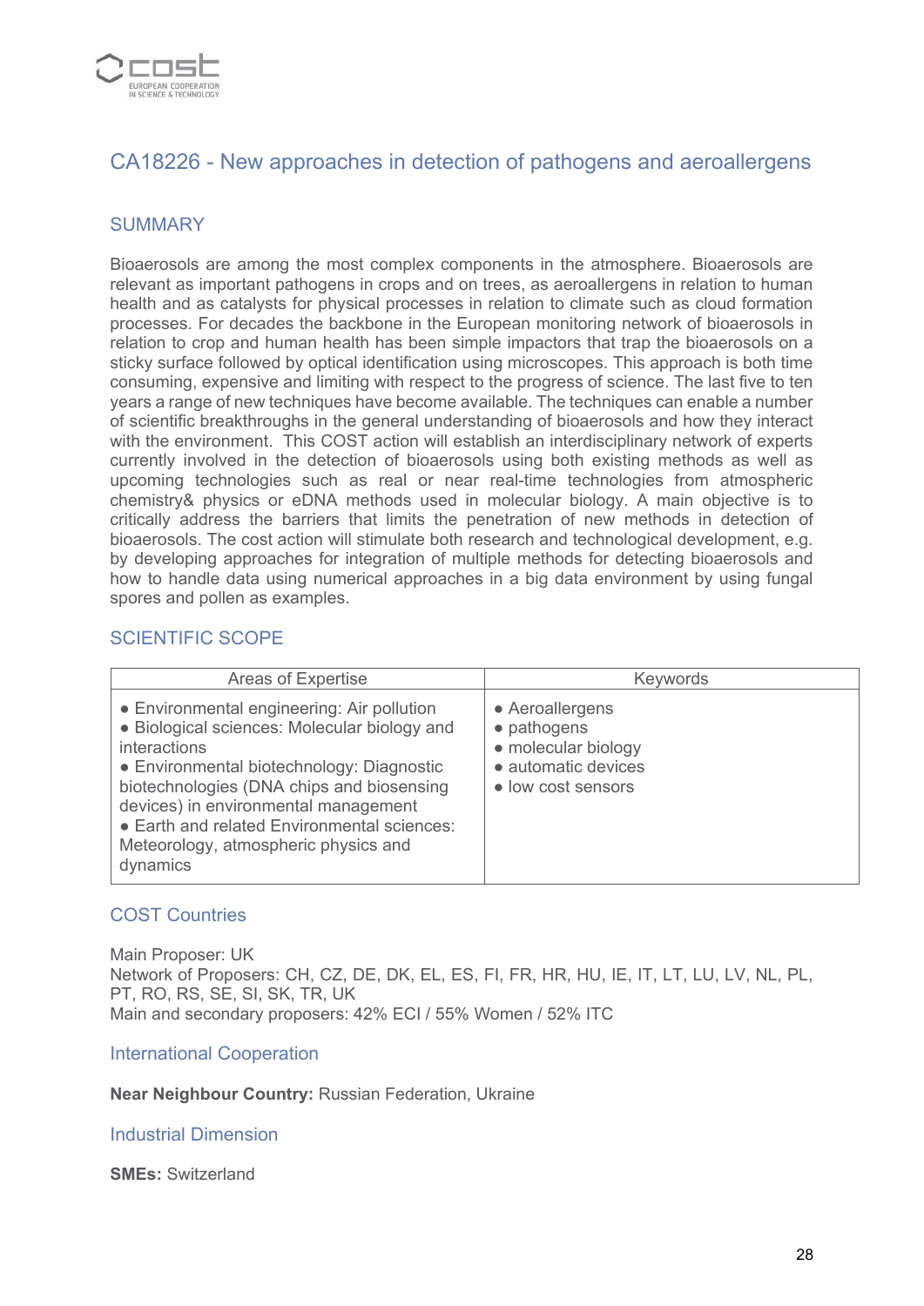## CA18226 - New approaches in detection of pathogens and aeroallergens

### SUMMARY

Bioaerosols are among the most complex components in the atmosphere. Bioaerosols are relevant as important pathogens in crops and on trees, as aeroallergens in relation to human health and as catalysts for physical processes in relation to climate such as cloud formation processes. For decades the backbone in the European monitoring network of bioaerosols in relation to crop and human health has been simple impactors that trap the bioaerosols on a sticky surface followed by optical identification using microscopes. This approach is both time consuming, expensive and limiting with respect to the progress of science. The last five to ten years a range of new techniques have become available. The techniques can enable a number of scientific breakthroughs in the general understanding of bioaerosols and how they interact with the environment. This COST action will establish an interdisciplinary network of experts currently involved in the detection of bioaerosols using both existing methods as well as upcoming technologies such as real or near real-time technologies from atmospheric chemistry& physics or eDNA methods used in molecular biology. A main objective is to critically address the barriers that limits the penetration of new methods in detection of bioaerosols. The cost action will stimulate both research and technological development, e.g. by developing approaches for integration of multiple methods for detecting bioaerosols and how to handle data using numerical approaches in a big data environment by using fungal spores and pollen as examples.

### SCIENTIFIC SCOPE

| Areas of Expertise | Keywords |
|---|---|
| ● Environmental engineering: Air pollution<br>● Biological sciences: Molecular biology and interactions<br>● Environmental biotechnology: Diagnostic biotechnologies (DNA chips and biosensing devices) in environmental management<br>● Earth and related Environmental sciences: Meteorology, atmospheric physics and dynamics | ● Aeroallergens<br>● pathogens<br>● molecular biology<br>● automatic devices<br>● low cost sensors |

### COST Countries

Main Proposer: UK
Network of Proposers: CH, CZ, DE, DK, EL, ES, FI, FR, HR, HU, IE, IT, LT, LU, LV, NL, PL, PT, RO, RS, SE, SI, SK, TR, UK
Main and secondary proposers: 42% ECI / 55% Women / 52% ITC

### International Cooperation

**Near Neighbour Country:** Russian Federation, Ukraine

### Industrial Dimension

**SMEs:** Switzerland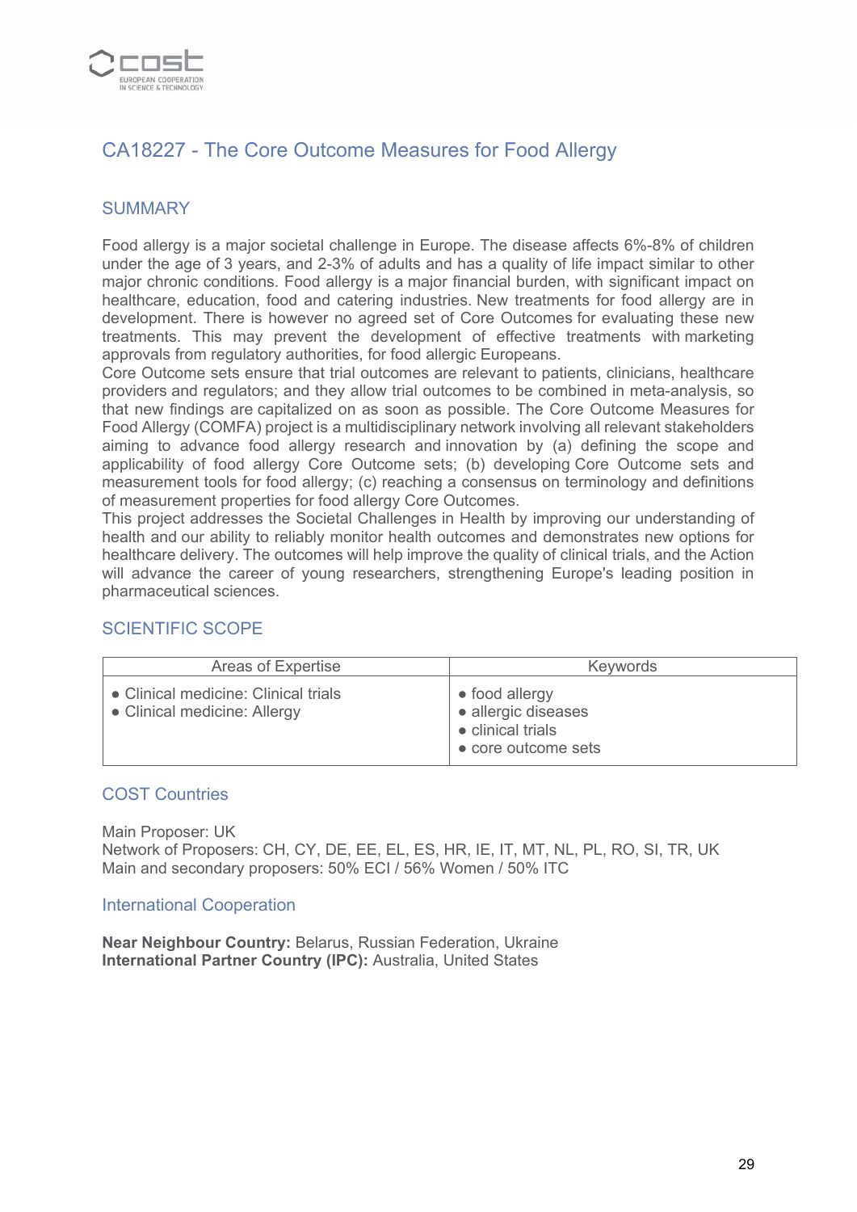## CA18227 - The Core Outcome Measures for Food Allergy

### SUMMARY

Food allergy is a major societal challenge in Europe. The disease affects 6%-8% of children under the age of 3 years, and 2-3% of adults and has a quality of life impact similar to other major chronic conditions. Food allergy is a major financial burden, with significant impact on healthcare, education, food and catering industries. New treatments for food allergy are in development. There is however no agreed set of Core Outcomes for evaluating these new treatments. This may prevent the development of effective treatments with marketing approvals from regulatory authorities, for food allergic Europeans.
Core Outcome sets ensure that trial outcomes are relevant to patients, clinicians, healthcare providers and regulators; and they allow trial outcomes to be combined in meta-analysis, so that new findings are capitalized on as soon as possible. The Core Outcome Measures for Food Allergy (COMFA) project is a multidisciplinary network involving all relevant stakeholders aiming to advance food allergy research and innovation by (a) defining the scope and applicability of food allergy Core Outcome sets; (b) developing Core Outcome sets and measurement tools for food allergy; (c) reaching a consensus on terminology and definitions of measurement properties for food allergy Core Outcomes.
This project addresses the Societal Challenges in Health by improving our understanding of health and our ability to reliably monitor health outcomes and demonstrates new options for healthcare delivery. The outcomes will help improve the quality of clinical trials, and the Action will advance the career of young researchers, strengthening Europe's leading position in pharmaceutical sciences.

### SCIENTIFIC SCOPE

| Areas of Expertise | Keywords |
|---|---|
| • Clinical medicine: Clinical trials<br>• Clinical medicine: Allergy | • food allergy<br>• allergic diseases<br>• clinical trials<br>• core outcome sets |

### COST Countries

Main Proposer: UK
Network of Proposers: CH, CY, DE, EE, EL, ES, HR, IE, IT, MT, NL, PL, RO, SI, TR, UK
Main and secondary proposers: 50% ECI / 56% Women / 50% ITC

### International Cooperation

**Near Neighbour Country:** Belarus, Russian Federation, Ukraine
**International Partner Country (IPC):** Australia, United States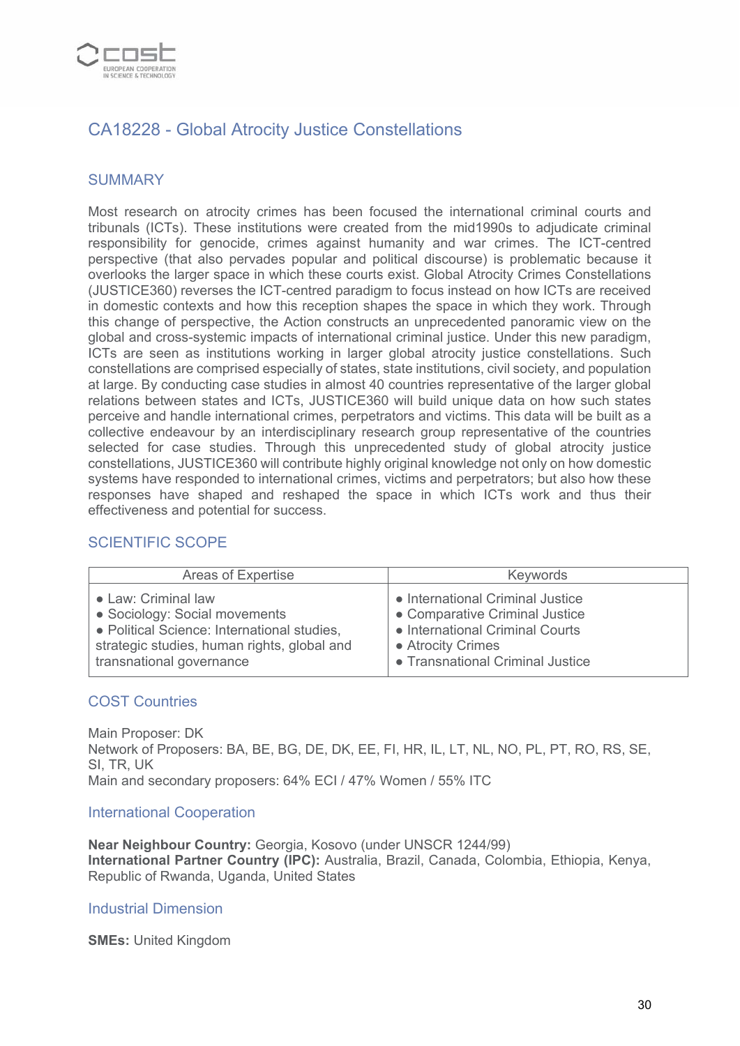## CA18228 - Global Atrocity Justice Constellations

### SUMMARY

Most research on atrocity crimes has been focused the international criminal courts and tribunals (ICTs). These institutions were created from the mid1990s to adjudicate criminal responsibility for genocide, crimes against humanity and war crimes. The ICT-centred perspective (that also pervades popular and political discourse) is problematic because it overlooks the larger space in which these courts exist. Global Atrocity Crimes Constellations (JUSTICE360) reverses the ICT-centred paradigm to focus instead on how ICTs are received in domestic contexts and how this reception shapes the space in which they work. Through this change of perspective, the Action constructs an unprecedented panoramic view on the global and cross-systemic impacts of international criminal justice. Under this new paradigm, ICTs are seen as institutions working in larger global atrocity justice constellations. Such constellations are comprised especially of states, state institutions, civil society, and population at large. By conducting case studies in almost 40 countries representative of the larger global relations between states and ICTs, JUSTICE360 will build unique data on how such states perceive and handle international crimes, perpetrators and victims. This data will be built as a collective endeavour by an interdisciplinary research group representative of the countries selected for case studies. Through this unprecedented study of global atrocity justice constellations, JUSTICE360 will contribute highly original knowledge not only on how domestic systems have responded to international crimes, victims and perpetrators; but also how these responses have shaped and reshaped the space in which ICTs work and thus their effectiveness and potential for success.

### SCIENTIFIC SCOPE

| Areas of Expertise | Keywords |
|---|---|
| • Law: Criminal law<br>• Sociology: Social movements<br>• Political Science: International studies, strategic studies, human rights, global and transnational governance | • International Criminal Justice<br>• Comparative Criminal Justice<br>• International Criminal Courts<br>• Atrocity Crimes<br>• Transnational Criminal Justice |

### COST Countries

Main Proposer: DK
Network of Proposers: BA, BE, BG, DE, DK, EE, FI, HR, IL, LT, NL, NO, PL, PT, RO, RS, SE, SI, TR, UK
Main and secondary proposers: 64% ECI / 47% Women / 55% ITC

### International Cooperation

**Near Neighbour Country:** Georgia, Kosovo (under UNSCR 1244/99)
**International Partner Country (IPC):** Australia, Brazil, Canada, Colombia, Ethiopia, Kenya, Republic of Rwanda, Uganda, United States

### Industrial Dimension

**SMEs:** United Kingdom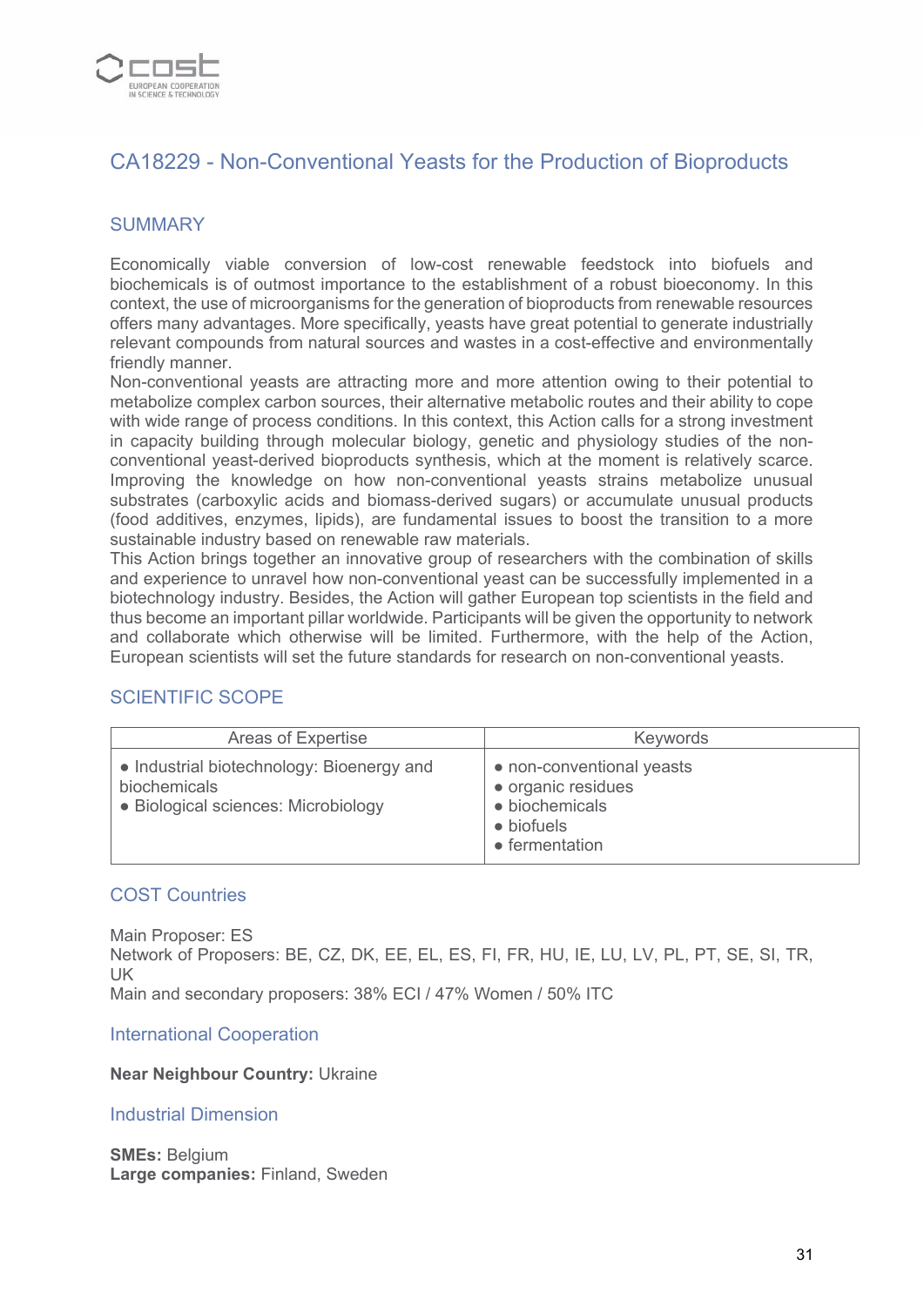## CA18229 - Non-Conventional Yeasts for the Production of Bioproducts

### SUMMARY

Economically viable conversion of low-cost renewable feedstock into biofuels and biochemicals is of outmost importance to the establishment of a robust bioeconomy. In this context, the use of microorganisms for the generation of bioproducts from renewable resources offers many advantages. More specifically, yeasts have great potential to generate industrially relevant compounds from natural sources and wastes in a cost-effective and environmentally friendly manner.
Non-conventional yeasts are attracting more and more attention owing to their potential to metabolize complex carbon sources, their alternative metabolic routes and their ability to cope with wide range of process conditions. In this context, this Action calls for a strong investment in capacity building through molecular biology, genetic and physiology studies of the non-conventional yeast-derived bioproducts synthesis, which at the moment is relatively scarce. Improving the knowledge on how non-conventional yeasts strains metabolize unusual substrates (carboxylic acids and biomass-derived sugars) or accumulate unusual products (food additives, enzymes, lipids), are fundamental issues to boost the transition to a more sustainable industry based on renewable raw materials.
This Action brings together an innovative group of researchers with the combination of skills and experience to unravel how non-conventional yeast can be successfully implemented in a biotechnology industry. Besides, the Action will gather European top scientists in the field and thus become an important pillar worldwide. Participants will be given the opportunity to network and collaborate which otherwise will be limited. Furthermore, with the help of the Action, European scientists will set the future standards for research on non-conventional yeasts.

### SCIENTIFIC SCOPE

| Areas of Expertise | Keywords |
|---|---|
| • Industrial biotechnology: Bioenergy and biochemicals<br>• Biological sciences: Microbiology | • non-conventional yeasts<br>• organic residues<br>• biochemicals<br>• biofuels<br>• fermentation |

### COST Countries

Main Proposer: ES
Network of Proposers: BE, CZ, DK, EE, EL, ES, FI, FR, HU, IE, LU, LV, PL, PT, SE, SI, TR, UK
Main and secondary proposers: 38% ECI / 47% Women / 50% ITC

### International Cooperation

**Near Neighbour Country:** Ukraine

### Industrial Dimension

**SMEs:** Belgium
**Large companies:** Finland, Sweden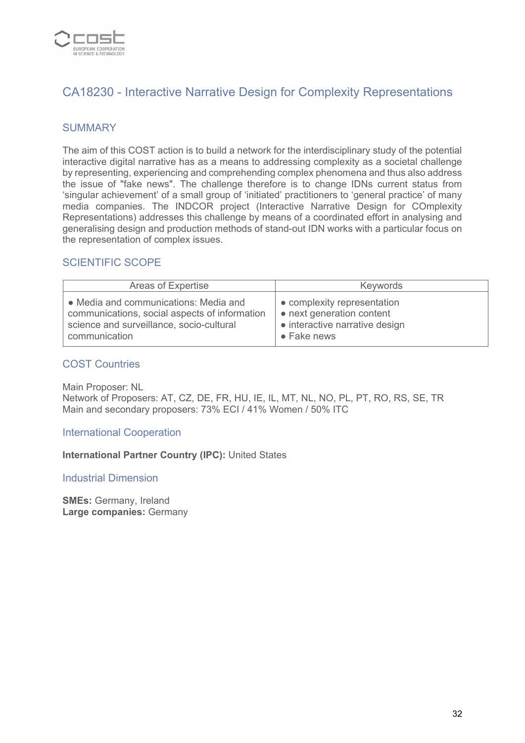## CA18230 - Interactive Narrative Design for Complexity Representations

### SUMMARY

The aim of this COST action is to build a network for the interdisciplinary study of the potential interactive digital narrative has as a means to addressing complexity as a societal challenge by representing, experiencing and comprehending complex phenomena and thus also address the issue of "fake news". The challenge therefore is to change IDNs current status from 'singular achievement' of a small group of 'initiated' practitioners to 'general practice' of many media companies. The INDCOR project (Interactive Narrative Design for COmplexity Representations) addresses this challenge by means of a coordinated effort in analysing and generalising design and production methods of stand-out IDN works with a particular focus on the representation of complex issues.

### SCIENTIFIC SCOPE

| Areas of Expertise | Keywords |
| --- | --- |
| • Media and communications: Media and communications, social aspects of information science and surveillance, socio-cultural communication | • complexity representation<br>• next generation content<br>• interactive narrative design<br>• Fake news |

### COST Countries

Main Proposer: NL
Network of Proposers: AT, CZ, DE, FR, HU, IE, IL, MT, NL, NO, PL, PT, RO, RS, SE, TR
Main and secondary proposers: 73% ECI / 41% Women / 50% ITC

### International Cooperation

**International Partner Country (IPC):** United States

### Industrial Dimension

**SMEs:** Germany, Ireland
**Large companies:** Germany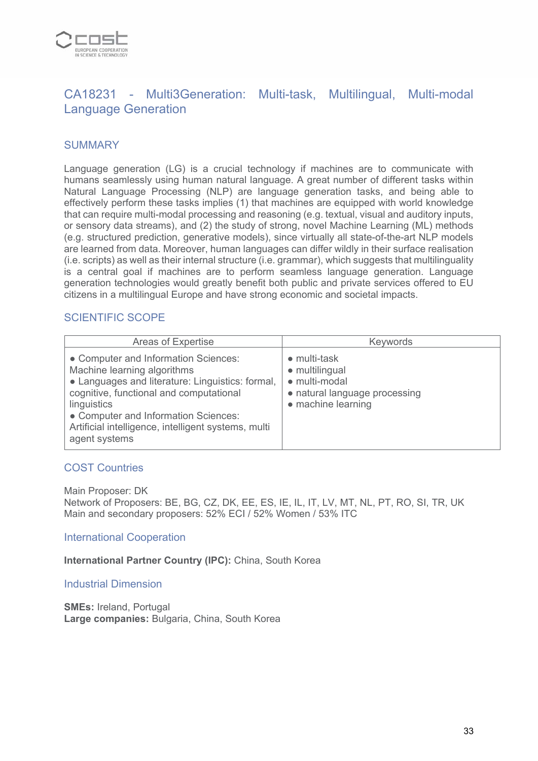# CA18231 - Multi3Generation: Multi-task, Multilingual, Multi-modal Language Generation

## SUMMARY

Language generation (LG) is a crucial technology if machines are to communicate with humans seamlessly using human natural language. A great number of different tasks within Natural Language Processing (NLP) are language generation tasks, and being able to effectively perform these tasks implies (1) that machines are equipped with world knowledge that can require multi-modal processing and reasoning (e.g. textual, visual and auditory inputs, or sensory data streams), and (2) the study of strong, novel Machine Learning (ML) methods (e.g. structured prediction, generative models), since virtually all state-of-the-art NLP models are learned from data. Moreover, human languages can differ wildly in their surface realisation (i.e. scripts) as well as their internal structure (i.e. grammar), which suggests that multilinguality is a central goal if machines are to perform seamless language generation. Language generation technologies would greatly benefit both public and private services offered to EU citizens in a multilingual Europe and have strong economic and societal impacts.

## SCIENTIFIC SCOPE

| Areas of Expertise | Keywords |
|---|---|
| ● Computer and Information Sciences: Machine learning algorithms<br>● Languages and literature: Linguistics: formal, cognitive, functional and computational linguistics<br>● Computer and Information Sciences: Artificial intelligence, intelligent systems, multi agent systems | ● multi-task<br>● multilingual<br>● multi-modal<br>● natural language processing<br>● machine learning |

## COST Countries

Main Proposer: DK
Network of Proposers: BE, BG, CZ, DK, EE, ES, IE, IL, IT, LV, MT, NL, PT, RO, SI, TR, UK
Main and secondary proposers: 52% ECI / 52% Women / 53% ITC

## International Cooperation

**International Partner Country (IPC):** China, South Korea

## Industrial Dimension

**SMEs:** Ireland, Portugal
**Large companies:** Bulgaria, China, South Korea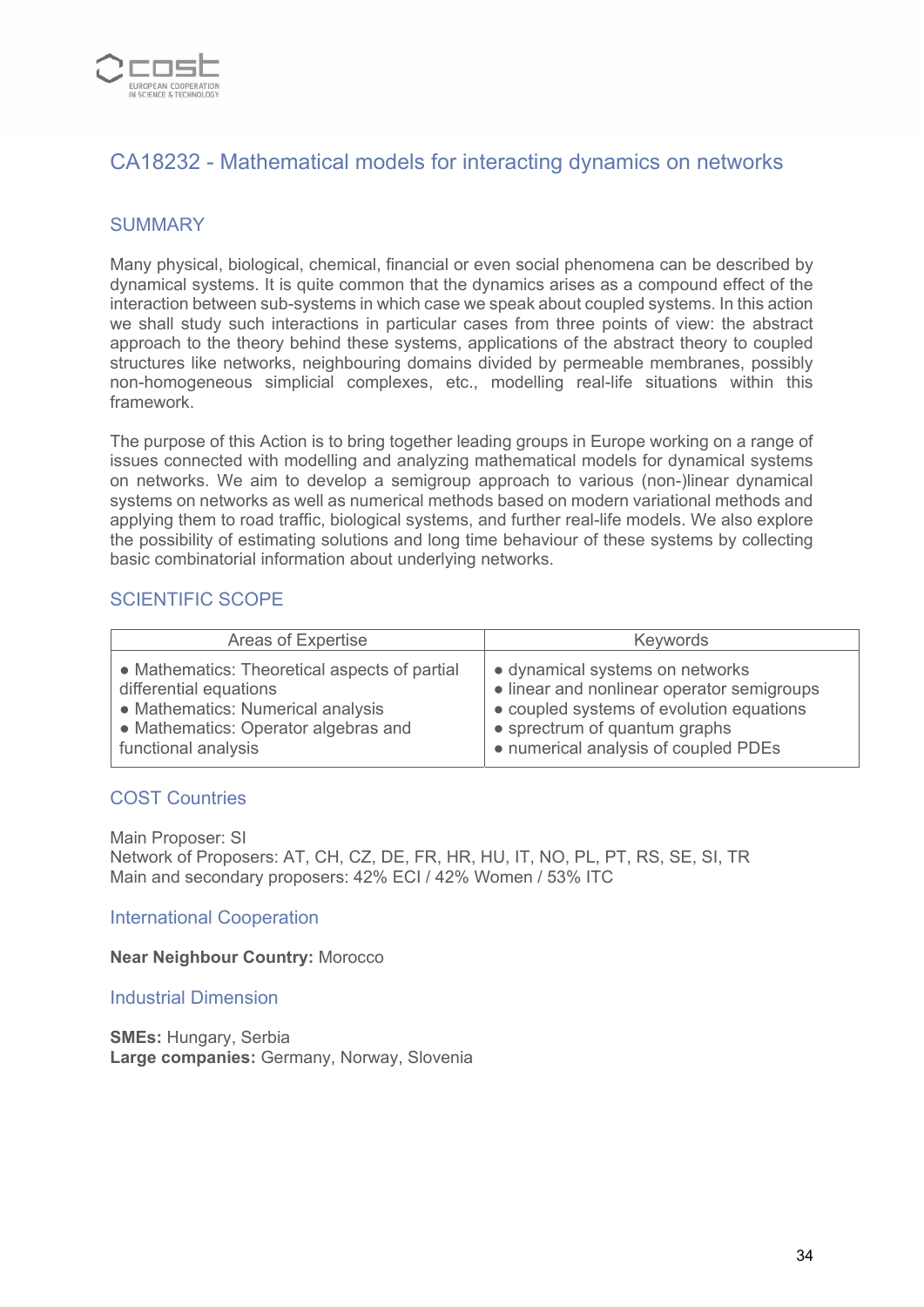## CA18232 - Mathematical models for interacting dynamics on networks

### SUMMARY

Many physical, biological, chemical, financial or even social phenomena can be described by dynamical systems. It is quite common that the dynamics arises as a compound effect of the interaction between sub-systems in which case we speak about coupled systems. In this action we shall study such interactions in particular cases from three points of view: the abstract approach to the theory behind these systems, applications of the abstract theory to coupled structures like networks, neighbouring domains divided by permeable membranes, possibly non-homogeneous simplicial complexes, etc., modelling real-life situations within this framework.

The purpose of this Action is to bring together leading groups in Europe working on a range of issues connected with modelling and analyzing mathematical models for dynamical systems on networks. We aim to develop a semigroup approach to various (non-)linear dynamical systems on networks as well as numerical methods based on modern variational methods and applying them to road traffic, biological systems, and further real-life models. We also explore the possibility of estimating solutions and long time behaviour of these systems by collecting basic combinatorial information about underlying networks.

### SCIENTIFIC SCOPE

| Areas of Expertise | Keywords |
|---|---|
| • Mathematics: Theoretical aspects of partial differential equations<br>• Mathematics: Numerical analysis<br>• Mathematics: Operator algebras and functional analysis | • dynamical systems on networks<br>• linear and nonlinear operator semigroups<br>• coupled systems of evolution equations<br>• sprectrum of quantum graphs<br>• numerical analysis of coupled PDEs |

### COST Countries

Main Proposer: SI
Network of Proposers: AT, CH, CZ, DE, FR, HR, HU, IT, NO, PL, PT, RS, SE, SI, TR
Main and secondary proposers: 42% ECI / 42% Women / 53% ITC

### International Cooperation

**Near Neighbour Country:** Morocco

### Industrial Dimension

**SMEs:** Hungary, Serbia
**Large companies:** Germany, Norway, Slovenia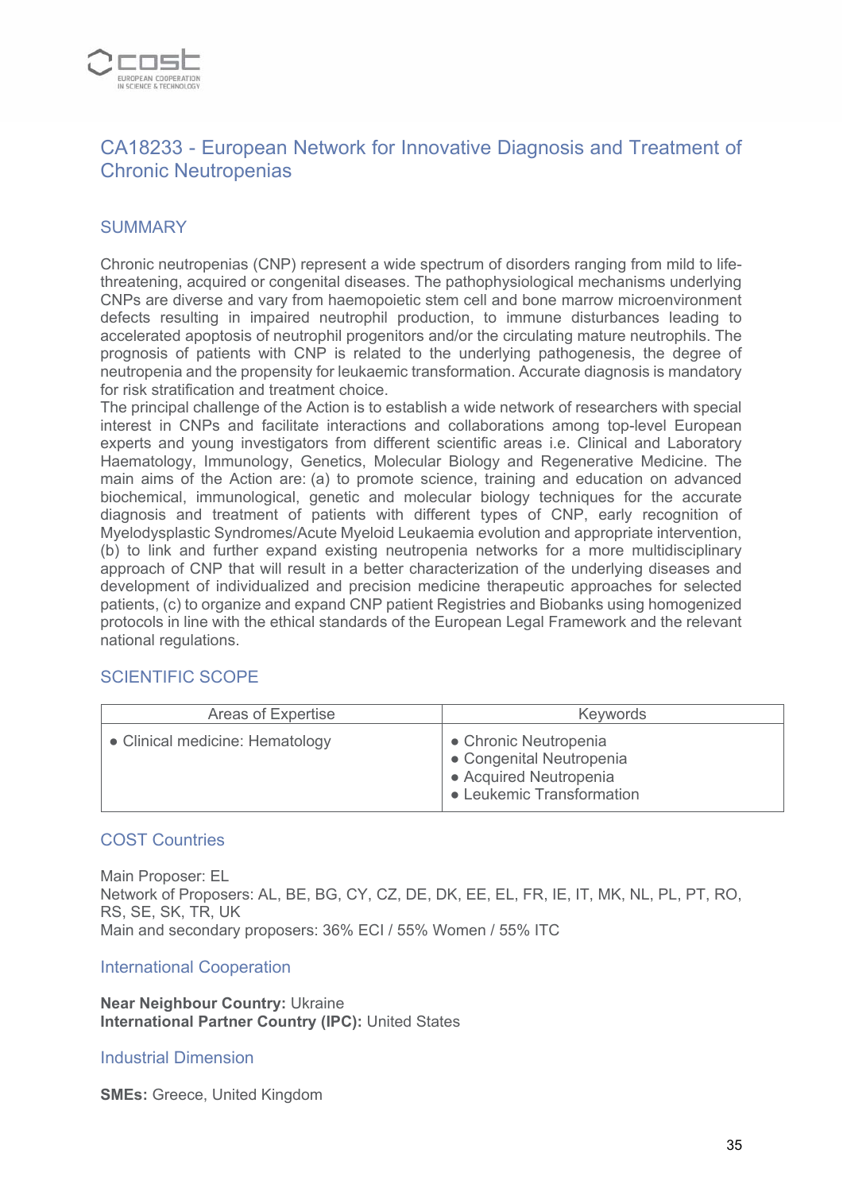## CA18233 - European Network for Innovative Diagnosis and Treatment of Chronic Neutropenias

### SUMMARY

Chronic neutropenias (CNP) represent a wide spectrum of disorders ranging from mild to life-threatening, acquired or congenital diseases. The pathophysiological mechanisms underlying CNPs are diverse and vary from haemopoietic stem cell and bone marrow microenvironment defects resulting in impaired neutrophil production, to immune disturbances leading to accelerated apoptosis of neutrophil progenitors and/or the circulating mature neutrophils. The prognosis of patients with CNP is related to the underlying pathogenesis, the degree of neutropenia and the propensity for leukaemic transformation. Accurate diagnosis is mandatory for risk stratification and treatment choice.
The principal challenge of the Action is to establish a wide network of researchers with special interest in CNPs and facilitate interactions and collaborations among top-level European experts and young investigators from different scientific areas i.e. Clinical and Laboratory Haematology, Immunology, Genetics, Molecular Biology and Regenerative Medicine. The main aims of the Action are: (a) to promote science, training and education on advanced biochemical, immunological, genetic and molecular biology techniques for the accurate diagnosis and treatment of patients with different types of CNP, early recognition of Myelodysplastic Syndromes/Acute Myeloid Leukaemia evolution and appropriate intervention, (b) to link and further expand existing neutropenia networks for a more multidisciplinary approach of CNP that will result in a better characterization of the underlying diseases and development of individualized and precision medicine therapeutic approaches for selected patients, (c) to organize and expand CNP patient Registries and Biobanks using homogenized protocols in line with the ethical standards of the European Legal Framework and the relevant national regulations.

### SCIENTIFIC SCOPE

| Areas of Expertise | Keywords |
|---|---|
| • Clinical medicine: Hematology | • Chronic Neutropenia<br>• Congenital Neutropenia<br>• Acquired Neutropenia<br>• Leukemic Transformation |

### COST Countries

Main Proposer: EL
Network of Proposers: AL, BE, BG, CY, CZ, DE, DK, EE, EL, FR, IE, IT, MK, NL, PL, PT, RO, RS, SE, SK, TR, UK
Main and secondary proposers: 36% ECI / 55% Women / 55% ITC

### International Cooperation

**Near Neighbour Country:** Ukraine
**International Partner Country (IPC):** United States

### Industrial Dimension

**SMEs:** Greece, United Kingdom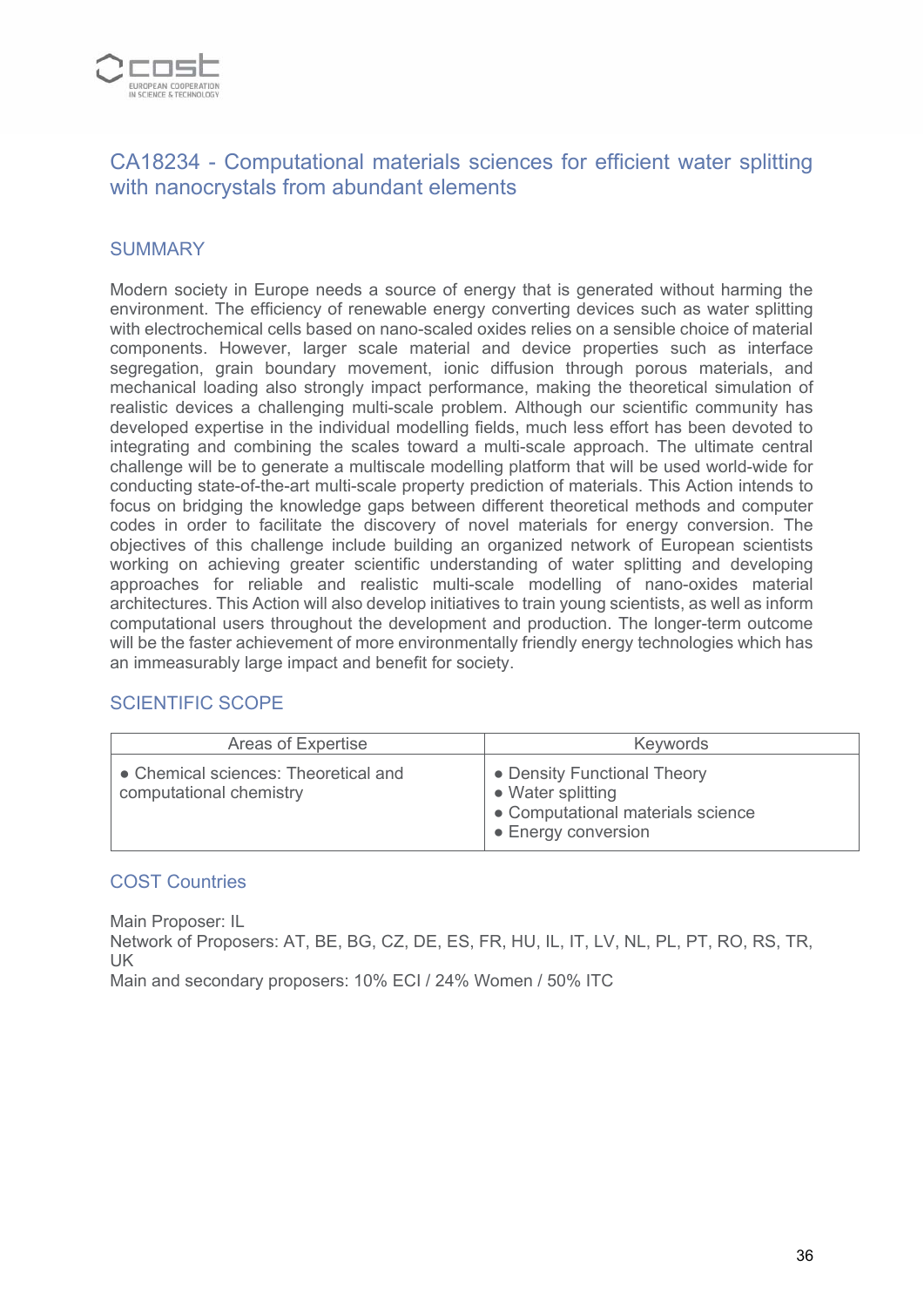## CA18234 - Computational materials sciences for efficient water splitting with nanocrystals from abundant elements

### SUMMARY

Modern society in Europe needs a source of energy that is generated without harming the environment. The efficiency of renewable energy converting devices such as water splitting with electrochemical cells based on nano-scaled oxides relies on a sensible choice of material components. However, larger scale material and device properties such as interface segregation, grain boundary movement, ionic diffusion through porous materials, and mechanical loading also strongly impact performance, making the theoretical simulation of realistic devices a challenging multi-scale problem. Although our scientific community has developed expertise in the individual modelling fields, much less effort has been devoted to integrating and combining the scales toward a multi-scale approach. The ultimate central challenge will be to generate a multiscale modelling platform that will be used world-wide for conducting state-of-the-art multi-scale property prediction of materials. This Action intends to focus on bridging the knowledge gaps between different theoretical methods and computer codes in order to facilitate the discovery of novel materials for energy conversion. The objectives of this challenge include building an organized network of European scientists working on achieving greater scientific understanding of water splitting and developing approaches for reliable and realistic multi-scale modelling of nano-oxides material architectures. This Action will also develop initiatives to train young scientists, as well as inform computational users throughout the development and production. The longer-term outcome will be the faster achievement of more environmentally friendly energy technologies which has an immeasurably large impact and benefit for society.

### SCIENTIFIC SCOPE

| Areas of Expertise | Keywords |
|---|---|
| • Chemical sciences: Theoretical and computational chemistry | • Density Functional Theory<br>• Water splitting<br>• Computational materials science<br>• Energy conversion |

### COST Countries

Main Proposer: IL
Network of Proposers: AT, BE, BG, CZ, DE, ES, FR, HU, IL, IT, LV, NL, PL, PT, RO, RS, TR, UK
Main and secondary proposers: 10% ECI / 24% Women / 50% ITC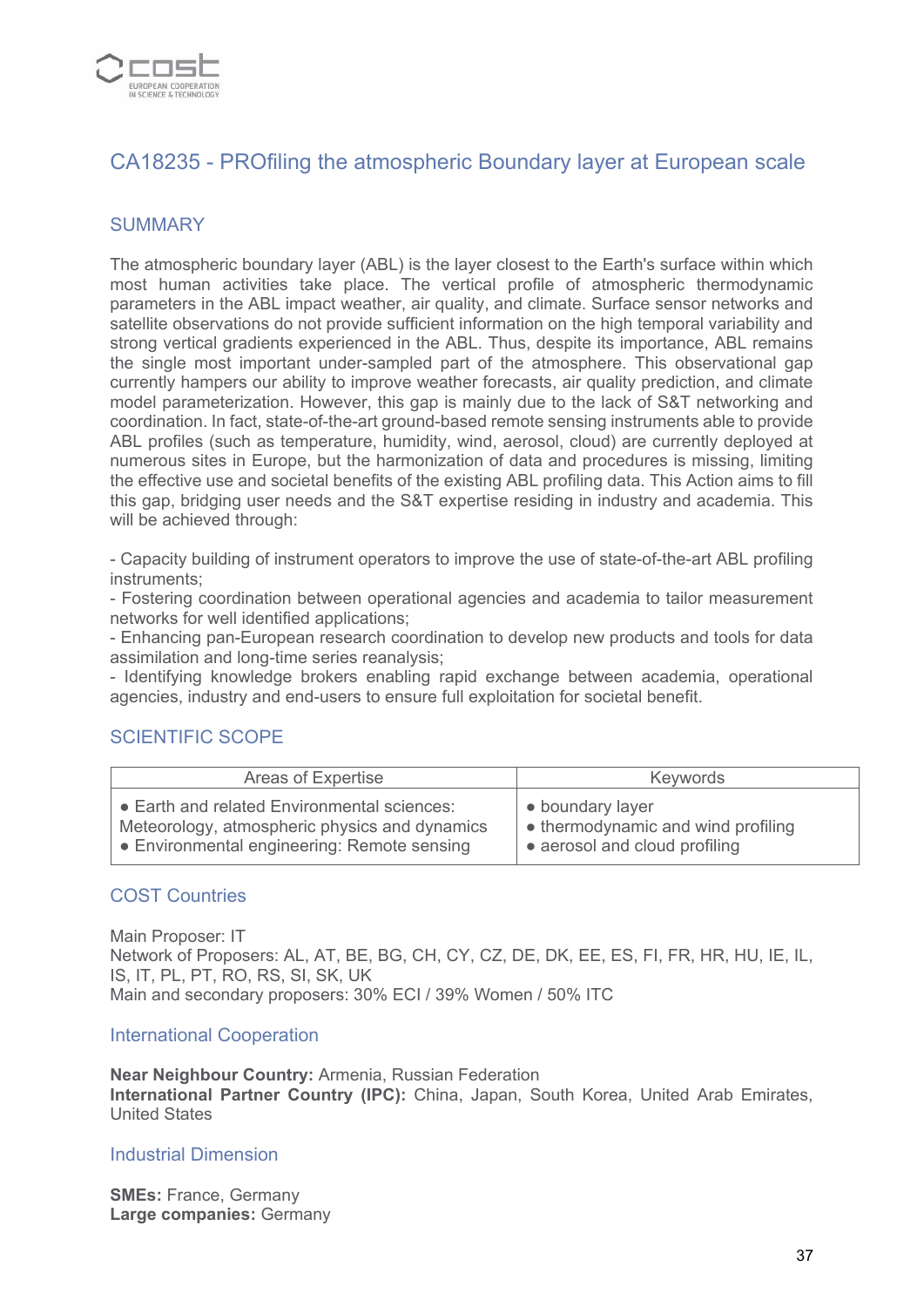## CA18235 - PROfiling the atmospheric Boundary layer at European scale

### SUMMARY

The atmospheric boundary layer (ABL) is the layer closest to the Earth's surface within which most human activities take place. The vertical profile of atmospheric thermodynamic parameters in the ABL impact weather, air quality, and climate. Surface sensor networks and satellite observations do not provide sufficient information on the high temporal variability and strong vertical gradients experienced in the ABL. Thus, despite its importance, ABL remains the single most important under-sampled part of the atmosphere. This observational gap currently hampers our ability to improve weather forecasts, air quality prediction, and climate model parameterization. However, this gap is mainly due to the lack of S&T networking and coordination. In fact, state-of-the-art ground-based remote sensing instruments able to provide ABL profiles (such as temperature, humidity, wind, aerosol, cloud) are currently deployed at numerous sites in Europe, but the harmonization of data and procedures is missing, limiting the effective use and societal benefits of the existing ABL profiling data. This Action aims to fill this gap, bridging user needs and the S&T expertise residing in industry and academia. This will be achieved through:

- Capacity building of instrument operators to improve the use of state-of-the-art ABL profiling instruments;
- Fostering coordination between operational agencies and academia to tailor measurement networks for well identified applications;
- Enhancing pan-European research coordination to develop new products and tools for data assimilation and long-time series reanalysis;
- Identifying knowledge brokers enabling rapid exchange between academia, operational agencies, industry and end-users to ensure full exploitation for societal benefit.

### SCIENTIFIC SCOPE

| Areas of Expertise | Keywords |
|---|---|
| • Earth and related Environmental sciences: Meteorology, atmospheric physics and dynamics<br>• Environmental engineering: Remote sensing | • boundary layer<br>• thermodynamic and wind profiling<br>• aerosol and cloud profiling |

### COST Countries

Main Proposer: IT
Network of Proposers: AL, AT, BE, BG, CH, CY, CZ, DE, DK, EE, ES, FI, FR, HR, HU, IE, IL, IS, IT, PL, PT, RO, RS, SI, SK, UK
Main and secondary proposers: 30% ECI / 39% Women / 50% ITC

### International Cooperation

**Near Neighbour Country:** Armenia, Russian Federation
**International Partner Country (IPC):** China, Japan, South Korea, United Arab Emirates, United States

### Industrial Dimension

**SMEs:** France, Germany
**Large companies:** Germany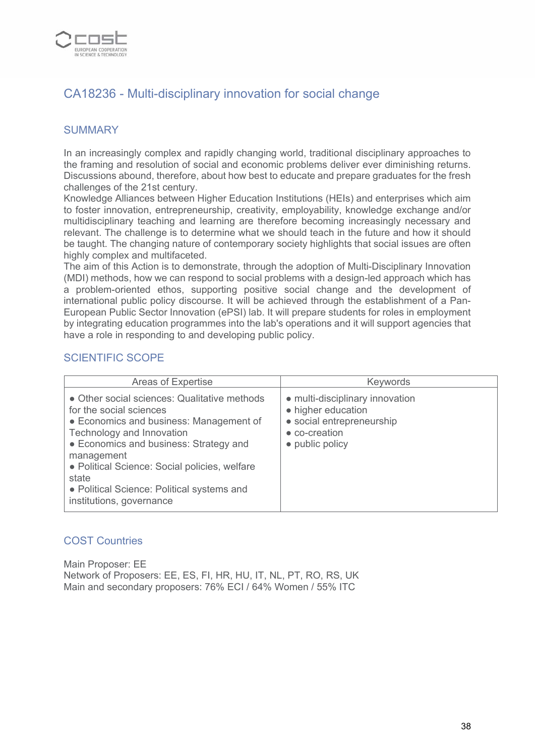## CA18236 - Multi-disciplinary innovation for social change

### SUMMARY

In an increasingly complex and rapidly changing world, traditional disciplinary approaches to the framing and resolution of social and economic problems deliver ever diminishing returns. Discussions abound, therefore, about how best to educate and prepare graduates for the fresh challenges of the 21st century.
Knowledge Alliances between Higher Education Institutions (HEIs) and enterprises which aim to foster innovation, entrepreneurship, creativity, employability, knowledge exchange and/or multidisciplinary teaching and learning are therefore becoming increasingly necessary and relevant. The challenge is to determine what we should teach in the future and how it should be taught. The changing nature of contemporary society highlights that social issues are often highly complex and multifaceted.
The aim of this Action is to demonstrate, through the adoption of Multi-Disciplinary Innovation (MDI) methods, how we can respond to social problems with a design-led approach which has a problem-oriented ethos, supporting positive social change and the development of international public policy discourse. It will be achieved through the establishment of a Pan-European Public Sector Innovation (ePSI) lab. It will prepare students for roles in employment by integrating education programmes into the lab's operations and it will support agencies that have a role in responding to and developing public policy.

### SCIENTIFIC SCOPE

| Areas of Expertise | Keywords |
|---|---|
| • Other social sciences: Qualitative methods for the social sciences<br>• Economics and business: Management of Technology and Innovation<br>• Economics and business: Strategy and management<br>• Political Science: Social policies, welfare state<br>• Political Science: Political systems and institutions, governance | • multi-disciplinary innovation<br>• higher education<br>• social entrepreneurship<br>• co-creation<br>• public policy |

### COST Countries

Main Proposer: EE
Network of Proposers: EE, ES, FI, HR, HU, IT, NL, PT, RO, RS, UK
Main and secondary proposers: 76% ECI / 64% Women / 55% ITC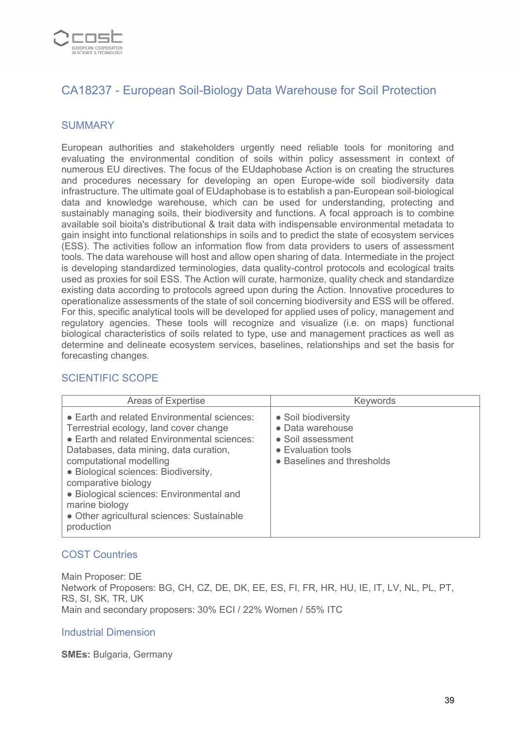## CA18237 - European Soil-Biology Data Warehouse for Soil Protection

### SUMMARY

European authorities and stakeholders urgently need reliable tools for monitoring and evaluating the environmental condition of soils within policy assessment in context of numerous EU directives. The focus of the EUdaphobase Action is on creating the structures and procedures necessary for developing an open Europe-wide soil biodiversity data infrastructure. The ultimate goal of EUdaphobase is to establish a pan-European soil-biological data and knowledge warehouse, which can be used for understanding, protecting and sustainably managing soils, their biodiversity and functions. A focal approach is to combine available soil bioita's distributional & trait data with indispensable environmental metadata to gain insight into functional relationships in soils and to predict the state of ecosystem services (ESS). The activities follow an information flow from data providers to users of assessment tools. The data warehouse will host and allow open sharing of data. Intermediate in the project is developing standardized terminologies, data quality-control protocols and ecological traits used as proxies for soil ESS. The Action will curate, harmonize, quality check and standardize existing data according to protocols agreed upon during the Action. Innovative procedures to operationalize assessments of the state of soil concerning biodiversity and ESS will be offered. For this, specific analytical tools will be developed for applied uses of policy, management and regulatory agencies. These tools will recognize and visualize (i.e. on maps) functional biological characteristics of soils related to type, use and management practices as well as determine and delineate ecosystem services, baselines, relationships and set the basis for forecasting changes.

### SCIENTIFIC SCOPE

| Areas of Expertise | Keywords |
|---|---|
| ● Earth and related Environmental sciences: Terrestrial ecology, land cover change<br>● Earth and related Environmental sciences: Databases, data mining, data curation, computational modelling<br>● Biological sciences: Biodiversity, comparative biology<br>● Biological sciences: Environmental and marine biology<br>● Other agricultural sciences: Sustainable production | ● Soil biodiversity<br>● Data warehouse<br>● Soil assessment<br>● Evaluation tools<br>● Baselines and thresholds |

### COST Countries

Main Proposer: DE  
Network of Proposers: BG, CH, CZ, DE, DK, EE, ES, FI, FR, HR, HU, IE, IT, LV, NL, PL, PT, RS, SI, SK, TR, UK  
Main and secondary proposers: 30% ECI / 22% Women / 55% ITC

### Industrial Dimension

**SMEs:** Bulgaria, Germany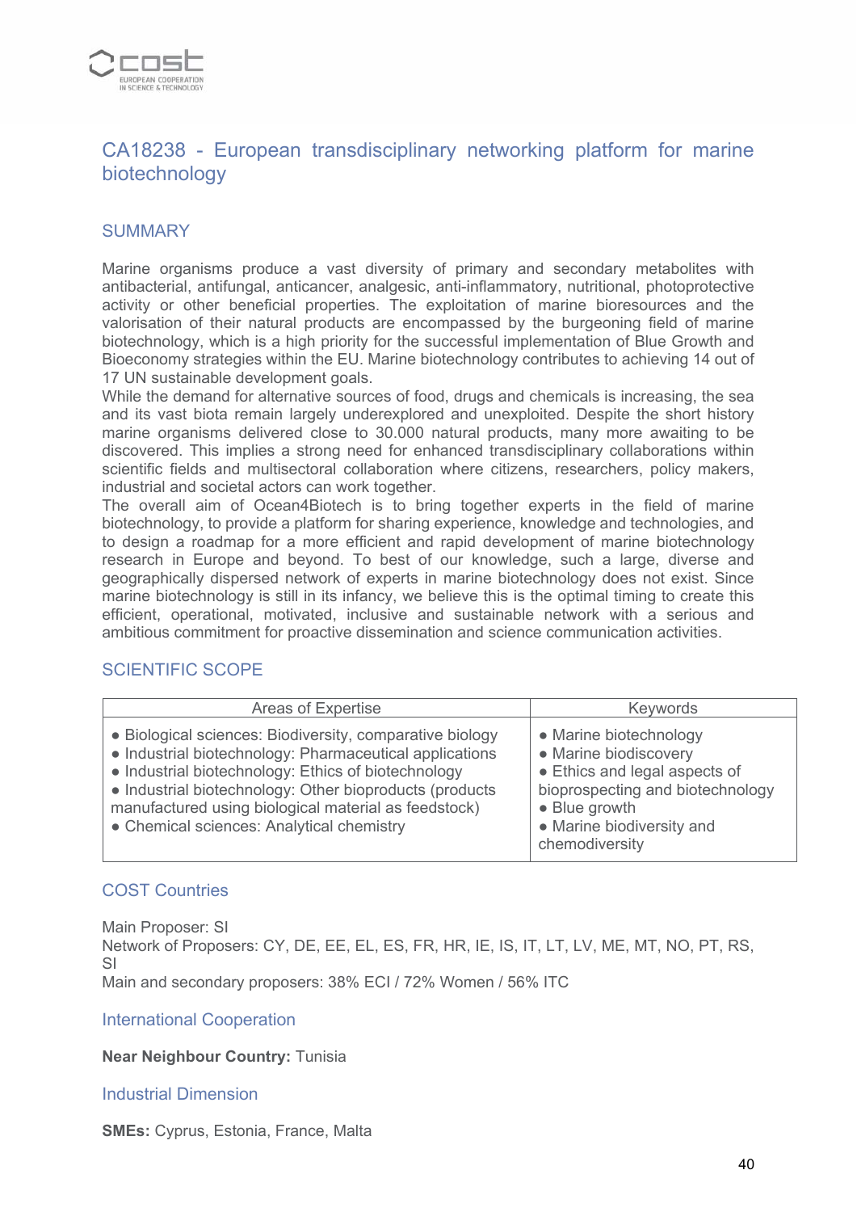## CA18238 - European transdisciplinary networking platform for marine biotechnology

### SUMMARY

Marine organisms produce a vast diversity of primary and secondary metabolites with antibacterial, antifungal, anticancer, analgesic, anti-inflammatory, nutritional, photoprotective activity or other beneficial properties. The exploitation of marine bioresources and the valorisation of their natural products are encompassed by the burgeoning field of marine biotechnology, which is a high priority for the successful implementation of Blue Growth and Bioeconomy strategies within the EU. Marine biotechnology contributes to achieving 14 out of 17 UN sustainable development goals.
While the demand for alternative sources of food, drugs and chemicals is increasing, the sea and its vast biota remain largely underexplored and unexploited. Despite the short history marine organisms delivered close to 30.000 natural products, many more awaiting to be discovered. This implies a strong need for enhanced transdisciplinary collaborations within scientific fields and multisectoral collaboration where citizens, researchers, policy makers, industrial and societal actors can work together.
The overall aim of Ocean4Biotech is to bring together experts in the field of marine biotechnology, to provide a platform for sharing experience, knowledge and technologies, and to design a roadmap for a more efficient and rapid development of marine biotechnology research in Europe and beyond. To best of our knowledge, such a large, diverse and geographically dispersed network of experts in marine biotechnology does not exist. Since marine biotechnology is still in its infancy, we believe this is the optimal timing to create this efficient, operational, motivated, inclusive and sustainable network with a serious and ambitious commitment for proactive dissemination and science communication activities.

### SCIENTIFIC SCOPE

| Areas of Expertise | Keywords |
|---|---|
| ● Biological sciences: Biodiversity, comparative biology<br>● Industrial biotechnology: Pharmaceutical applications<br>● Industrial biotechnology: Ethics of biotechnology<br>● Industrial biotechnology: Other bioproducts (products manufactured using biological material as feedstock)<br>● Chemical sciences: Analytical chemistry | ● Marine biotechnology<br>● Marine biodiscovery<br>● Ethics and legal aspects of bioprospecting and biotechnology<br>● Blue growth<br>● Marine biodiversity and chemodiversity |

### COST Countries

Main Proposer: SI
Network of Proposers: CY, DE, EE, EL, ES, FR, HR, IE, IS, IT, LT, LV, ME, MT, NO, PT, RS, SI
Main and secondary proposers: 38% ECI / 72% Women / 56% ITC

### International Cooperation

**Near Neighbour Country:** Tunisia

### Industrial Dimension

**SMEs:** Cyprus, Estonia, France, Malta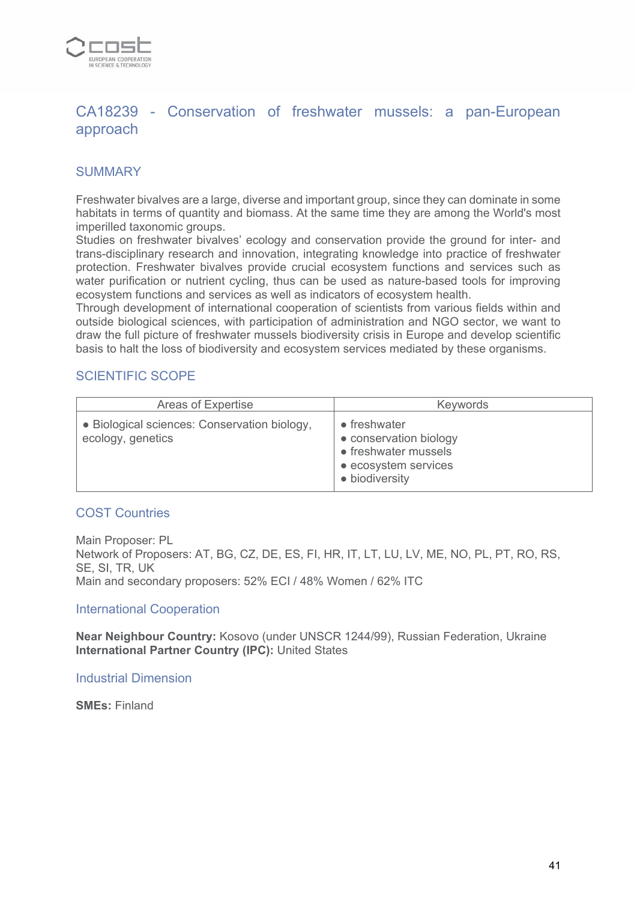## CA18239 - Conservation of freshwater mussels: a pan-European approach

### SUMMARY

Freshwater bivalves are a large, diverse and important group, since they can dominate in some habitats in terms of quantity and biomass. At the same time they are among the World's most imperilled taxonomic groups.
Studies on freshwater bivalves' ecology and conservation provide the ground for inter- and trans-disciplinary research and innovation, integrating knowledge into practice of freshwater protection. Freshwater bivalves provide crucial ecosystem functions and services such as water purification or nutrient cycling, thus can be used as nature-based tools for improving ecosystem functions and services as well as indicators of ecosystem health.
Through development of international cooperation of scientists from various fields within and outside biological sciences, with participation of administration and NGO sector, we want to draw the full picture of freshwater mussels biodiversity crisis in Europe and develop scientific basis to halt the loss of biodiversity and ecosystem services mediated by these organisms.

### SCIENTIFIC SCOPE

| Areas of Expertise | Keywords |
|---|---|
| • Biological sciences: Conservation biology, ecology, genetics | • freshwater<br>• conservation biology<br>• freshwater mussels<br>• ecosystem services<br>• biodiversity |

### COST Countries

Main Proposer: PL
Network of Proposers: AT, BG, CZ, DE, ES, FI, HR, IT, LT, LU, LV, ME, NO, PL, PT, RO, RS, SE, SI, TR, UK
Main and secondary proposers: 52% ECI / 48% Women / 62% ITC

### International Cooperation

**Near Neighbour Country:** Kosovo (under UNSCR 1244/99), Russian Federation, Ukraine
**International Partner Country (IPC):** United States

### Industrial Dimension

**SMEs:** Finland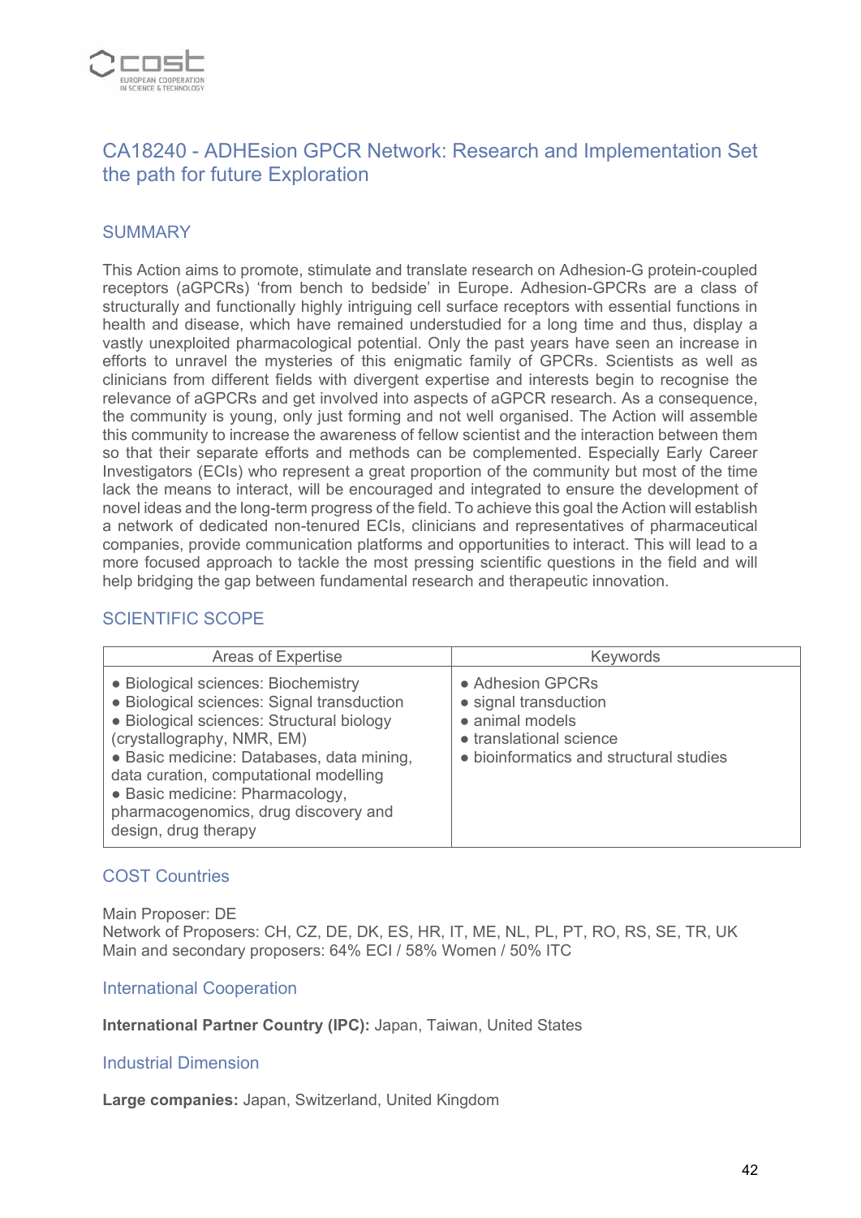## CA18240 - ADHEsion GPCR Network: Research and Implementation Set the path for future Exploration

### SUMMARY

This Action aims to promote, stimulate and translate research on Adhesion-G protein-coupled receptors (aGPCRs) ‘from bench to bedside’ in Europe. Adhesion-GPCRs are a class of structurally and functionally highly intriguing cell surface receptors with essential functions in health and disease, which have remained understudied for a long time and thus, display a vastly unexploited pharmacological potential. Only the past years have seen an increase in efforts to unravel the mysteries of this enigmatic family of GPCRs. Scientists as well as clinicians from different fields with divergent expertise and interests begin to recognise the relevance of aGPCRs and get involved into aspects of aGPCR research. As a consequence, the community is young, only just forming and not well organised. The Action will assemble this community to increase the awareness of fellow scientist and the interaction between them so that their separate efforts and methods can be complemented. Especially Early Career Investigators (ECIs) who represent a great proportion of the community but most of the time lack the means to interact, will be encouraged and integrated to ensure the development of novel ideas and the long-term progress of the field. To achieve this goal the Action will establish a network of dedicated non-tenured ECIs, clinicians and representatives of pharmaceutical companies, provide communication platforms and opportunities to interact. This will lead to a more focused approach to tackle the most pressing scientific questions in the field and will help bridging the gap between fundamental research and therapeutic innovation.

### SCIENTIFIC SCOPE

| Areas of Expertise | Keywords |
|---|---|
| ● Biological sciences: Biochemistry<br>● Biological sciences: Signal transduction<br>● Biological sciences: Structural biology (crystallography, NMR, EM)<br>● Basic medicine: Databases, data mining, data curation, computational modelling<br>● Basic medicine: Pharmacology, pharmacogenomics, drug discovery and design, drug therapy | ● Adhesion GPCRs<br>● signal transduction<br>● animal models<br>● translational science<br>● bioinformatics and structural studies |

### COST Countries

Main Proposer: DE
Network of Proposers: CH, CZ, DE, DK, ES, HR, IT, ME, NL, PL, PT, RO, RS, SE, TR, UK
Main and secondary proposers: 64% ECI / 58% Women / 50% ITC

### International Cooperation

**International Partner Country (IPC):** Japan, Taiwan, United States

### Industrial Dimension

**Large companies:** Japan, Switzerland, United Kingdom